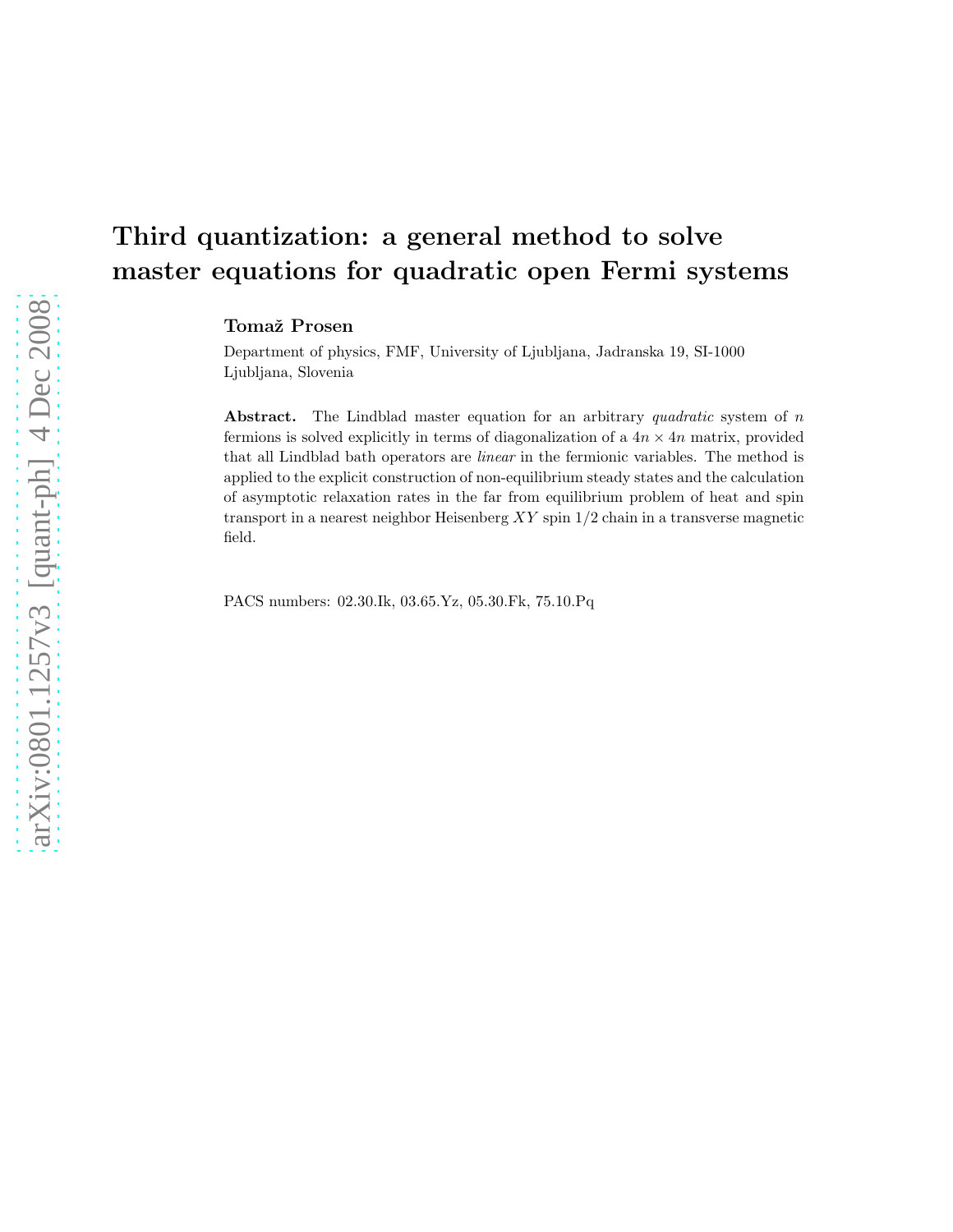# Third quantization: a general method to solve master equations for quadratic open Fermi systems

**Tomaž Prosen**

Department of physics, FMF, University of Ljubljana, Jadranska 19, SI-1000 Ljubljana, Slovenia

**Abstract.** The Lindblad master equation for an arbitrary *quadratic* system of $n$ fermions is solved explicitly in terms of diagonalization of a $4n \times 4n$ matrix, provided that all Lindblad bath operators are *linear* in the fermionic variables. The method is applied to the explicit construction of non-equilibrium steady states and the calculation of asymptotic relaxation rates in the far from equilibrium problem of heat and spin transport in a nearest neighbor Heisenberg $XY$ spin $1/2$ chain in a transverse magnetic field.

PACS numbers: 02.30.Ik, 03.65.Yz, 05.30.Fk, 75.10.Pq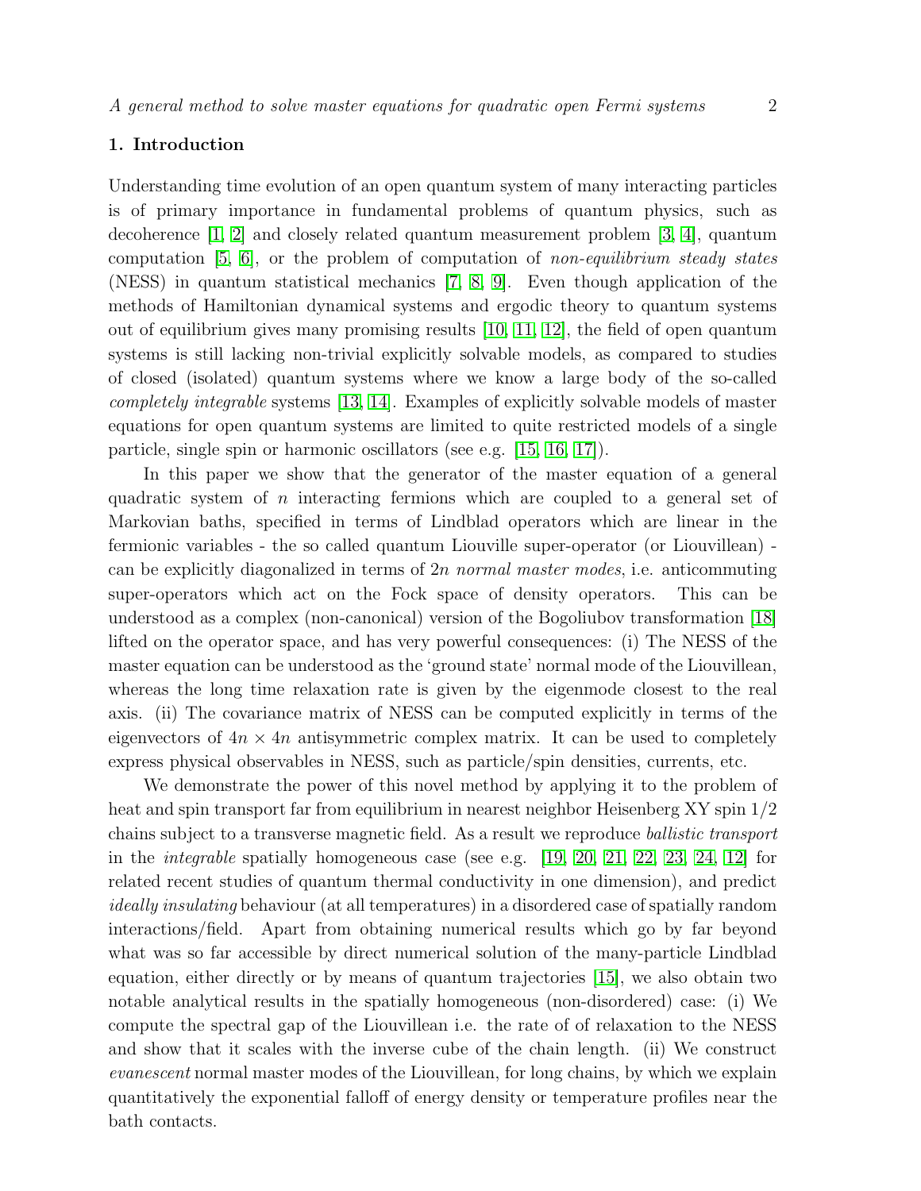## 1. Introduction

Understanding time evolution of an open quantum system of many interacting particles is of primary importance in fundamental problems of quantum physics, such as decoherence [1, 2] and closely related quantum measurement problem [3, 4], quantum computation [5, 6], or the problem of computation of *non-equilibrium steady states* (NESS) in quantum statistical mechanics [7, 8, 9]. Even though application of the methods of Hamiltonian dynamical systems and ergodic theory to quantum systems out of equilibrium gives many promising results [10, 11, 12], the field of open quantum systems is still lacking non-trivial explicitly solvable models, as compared to studies of closed (isolated) quantum systems where we know a large body of the so-called *completely integrable* systems [13, 14]. Examples of explicitly solvable models of master equations for open quantum systems are limited to quite restricted models of a single particle, single spin or harmonic oscillators (see e.g. [15, 16, 17]).

In this paper we show that the generator of the master equation of a general quadratic system of $n$ interacting fermions which are coupled to a general set of Markovian baths, specified in terms of Lindblad operators which are linear in the fermionic variables - the so called quantum Liouville super-operator (or Liouvillean) - can be explicitly diagonalized in terms of $2n$ *normal master modes*, i.e. anticommuting super-operators which act on the Fock space of density operators. This can be understood as a complex (non-canonical) version of the Bogoliubov transformation [18] lifted on the operator space, and has very powerful consequences: (i) The NESS of the master equation can be understood as the 'ground state' normal mode of the Liouvillean, whereas the long time relaxation rate is given by the eigenmode closest to the real axis. (ii) The covariance matrix of NESS can be computed explicitly in terms of the eigenvectors of $4n \times 4n$ antisymmetric complex matrix. It can be used to completely express physical observables in NESS, such as particle/spin densities, currents, etc.

We demonstrate the power of this novel method by applying it to the problem of heat and spin transport far from equilibrium in nearest neighbor Heisenberg XY spin $1/2$ chains subject to a transverse magnetic field. As a result we reproduce *ballistic transport* in the *integrable* spatially homogeneous case (see e.g. [19, 20, 21, 22, 23, 24, 12] for related recent studies of quantum thermal conductivity in one dimension), and predict *ideally insulating* behaviour (at all temperatures) in a disordered case of spatially random interactions/field. Apart from obtaining numerical results which go by far beyond what was so far accessible by direct numerical solution of the many-particle Lindblad equation, either directly or by means of quantum trajectories [15], we also obtain two notable analytical results in the spatially homogeneous (non-disordered) case: (i) We compute the spectral gap of the Liouvillean i.e. the rate of of relaxation to the NESS and show that it scales with the inverse cube of the chain length. (ii) We construct *evanescent* normal master modes of the Liouvillean, for long chains, by which we explain quantitatively the exponential falloff of energy density or temperature profiles near the bath contacts.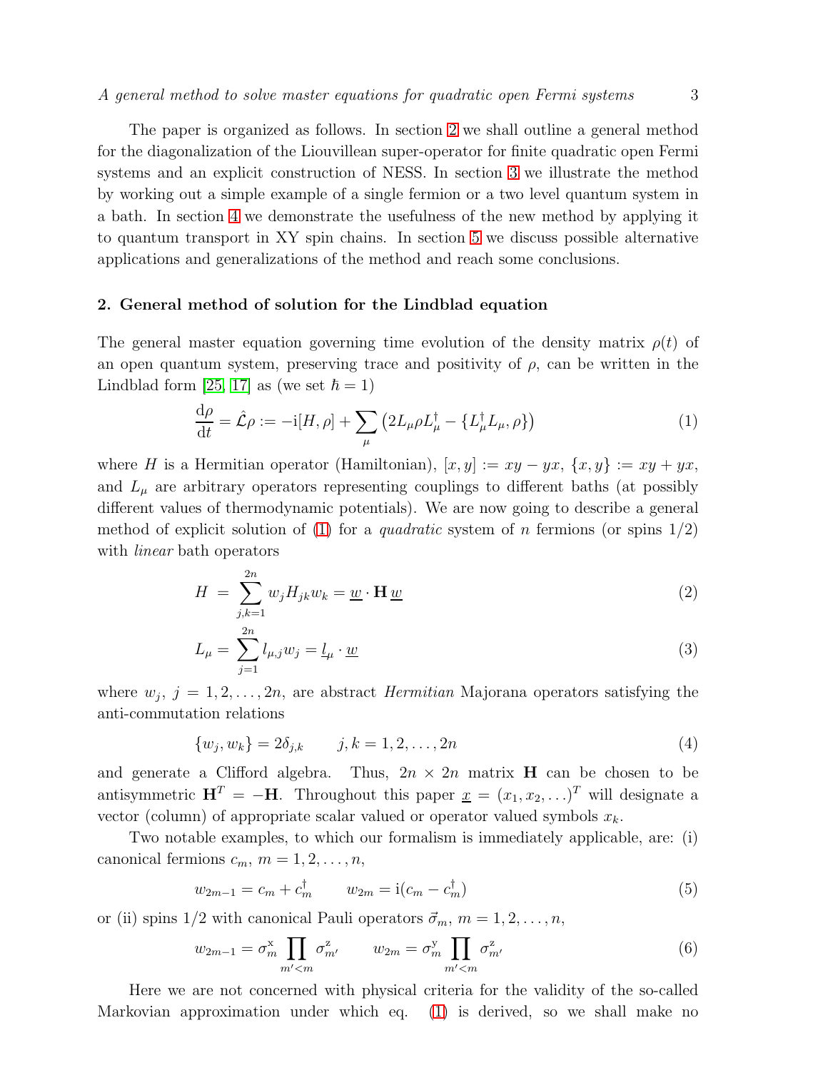The paper is organized as follows. In section 2 we shall outline a general method for the diagonalization of the Liouvillean super-operator for finite quadratic open Fermi systems and an explicit construction of NESS. In section 3 we illustrate the method by working out a simple example of a single fermion or a two level quantum system in a bath. In section 4 we demonstrate the usefulness of the new method by applying it to quantum transport in XY spin chains. In section 5 we discuss possible alternative applications and generalizations of the method and reach some conclusions.

## 2. General method of solution for the Lindblad equation

The general master equation governing time evolution of the density matrix $\rho(t)$ of an open quantum system, preserving trace and positivity of $\rho$, can be written in the Lindblad form [25, 17] as (we set $\hbar = 1$)

$$\frac{\mathrm{d}\rho}{\mathrm{d}t} = \hat{\mathcal{L}}\rho := -\mathrm{i}[H,\rho] + \sum_{\mu}\left(2L_\mu \rho L_\mu^\dagger - \{L_\mu^\dagger L_\mu, \rho\}\right) \tag{1}$$

where $H$ is a Hermitian operator (Hamiltonian), $[x,y] := xy - yx$, $\{x,y\} := xy + yx$, and $L_\mu$ are arbitrary operators representing couplings to different baths (at possibly different values of thermodynamic potentials). We are now going to describe a general method of explicit solution of (1) for a *quadratic* system of $n$ fermions (or spins 1/2) with *linear* bath operators

$$H = \sum_{j,k=1}^{2n} w_j H_{jk} w_k = \underline{w} \cdot \mathbf{H}\,\underline{w} \tag{2}$$

$$L_\mu = \sum_{j=1}^{2n} l_{\mu,j} w_j = \underline{l}_\mu \cdot \underline{w} \tag{3}$$

where $w_j$, $j = 1, 2, \ldots, 2n$, are abstract *Hermitian* Majorana operators satisfying the anti-commutation relations

$$\{w_j, w_k\} = 2\delta_{j,k} \qquad j,k = 1,2,\ldots,2n \tag{4}$$

and generate a Clifford algebra. Thus, $2n \times 2n$ matrix $\mathbf{H}$ can be chosen to be antisymmetric $\mathbf{H}^T = -\mathbf{H}$. Throughout this paper $\underline{x} = (x_1, x_2, \ldots)^T$ will designate a vector (column) of appropriate scalar valued or operator valued symbols $x_k$.

Two notable examples, to which our formalism is immediately applicable, are: (i) canonical fermions $c_m$, $m = 1, 2, \ldots, n$,

$$w_{2m-1} = c_m + c_m^\dagger \qquad w_{2m} = \mathrm{i}(c_m - c_m^\dagger) \tag{5}$$

or (ii) spins 1/2 with canonical Pauli operators $\vec{\sigma}_m$, $m = 1, 2, \ldots, n$,

$$w_{2m-1} = \sigma_m^{\mathrm{x}} \prod_{m'<m} \sigma_{m'}^{\mathrm{z}} \qquad w_{2m} = \sigma_m^{\mathrm{y}} \prod_{m'<m} \sigma_{m'}^{\mathrm{z}} \tag{6}$$

Here we are not concerned with physical criteria for the validity of the so-called Markovian approximation under which eq. (1) is derived, so we shall make no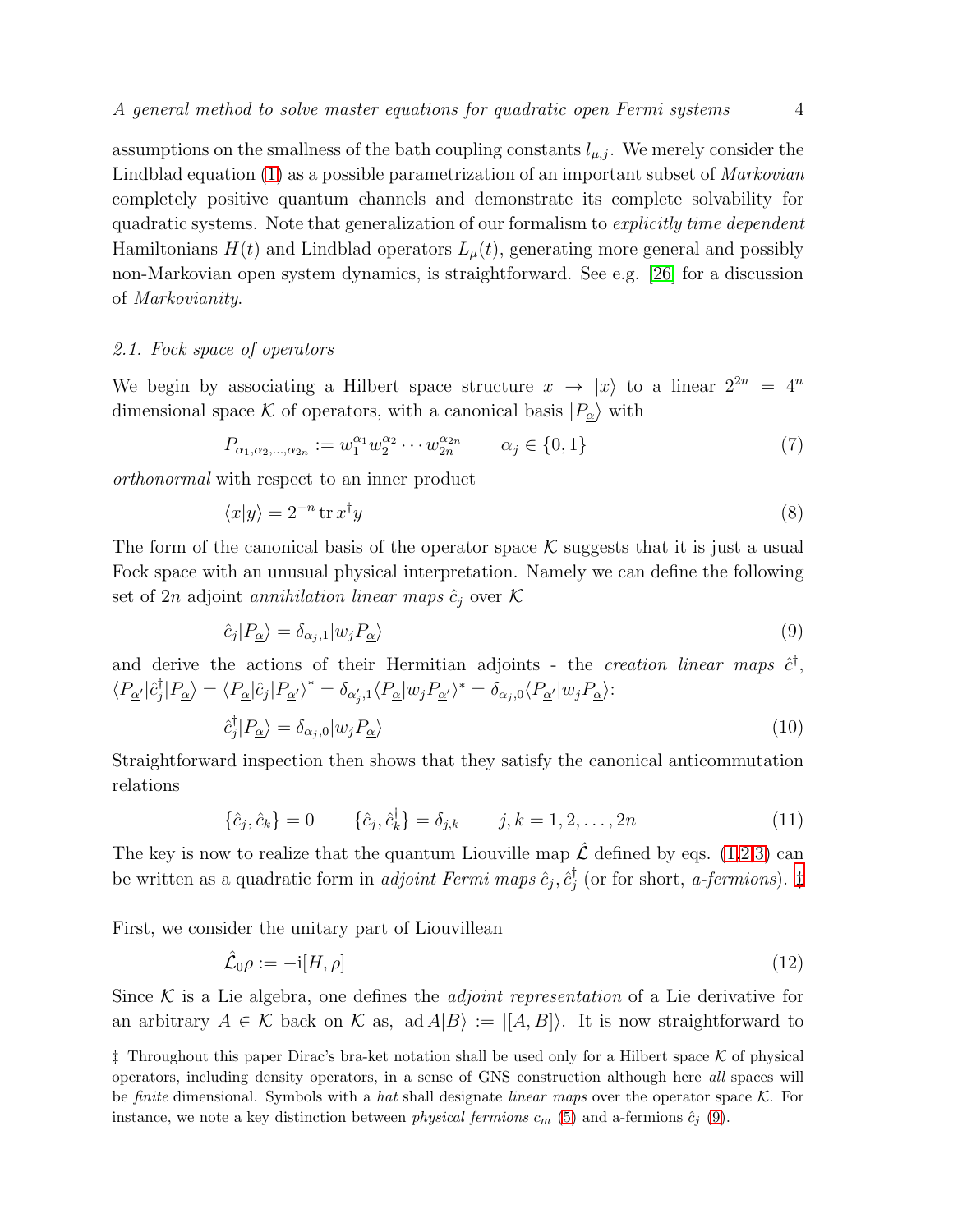assumptions on the smallness of the bath coupling constants $l_{\mu,j}$. We merely consider the Lindblad equation (1) as a possible parametrization of an important subset of *Markovian* completely positive quantum channels and demonstrate its complete solvability for quadratic systems. Note that generalization of our formalism to *explicitly time dependent* Hamiltonians $H(t)$ and Lindblad operators $L_\mu(t)$, generating more general and possibly non-Markovian open system dynamics, is straightforward. See e.g. [26] for a discussion of *Markovianity*.

### 2.1. Fock space of operators

We begin by associating a Hilbert space structure $x \to |x\rangle$ to a linear $2^{2n} = 4^n$ dimensional space $\mathcal{K}$ of operators, with a canonical basis $|P_{\underline{\alpha}}\rangle$ with

$$P_{\alpha_1,\alpha_2,\ldots,\alpha_{2n}} := w_1^{\alpha_1} w_2^{\alpha_2} \cdots w_{2n}^{\alpha_{2n}} \qquad \alpha_j \in \{0,1\} \tag{7}$$

*orthonormal* with respect to an inner product

$$\langle x|y\rangle = 2^{-n}\,\mathrm{tr}\,x^\dagger y \tag{8}$$

The form of the canonical basis of the operator space $\mathcal{K}$ suggests that it is just a usual Fock space with an unusual physical interpretation. Namely we can define the following set of $2n$ adjoint *annihilation linear maps* $\hat{c}_j$ over $\mathcal{K}$

$$\hat{c}_j|P_{\underline{\alpha}}\rangle = \delta_{\alpha_j,1}|w_j P_{\underline{\alpha}}\rangle \tag{9}$$

and derive the actions of their Hermitian adjoints - the *creation linear maps* $\hat{c}^\dagger$, $\langle P_{\underline{\alpha}'}|\hat{c}_j^\dagger|P_{\underline{\alpha}}\rangle = \langle P_{\underline{\alpha}}|\hat{c}_j|P_{\underline{\alpha}'}\rangle^* = \delta_{\alpha'_j,1}\langle P_{\underline{\alpha}}|w_j P_{\underline{\alpha}'}\rangle^* = \delta_{\alpha_j,0}\langle P_{\underline{\alpha}'}|w_j P_{\underline{\alpha}}\rangle$:

$$\hat{c}_j^\dagger|P_{\underline{\alpha}}\rangle = \delta_{\alpha_j,0}|w_j P_{\underline{\alpha}}\rangle \tag{10}$$

Straightforward inspection then shows that they satisfy the canonical anticommutation relations

$$\{\hat{c}_j, \hat{c}_k\} = 0 \qquad \{\hat{c}_j, \hat{c}_k^\dagger\} = \delta_{j,k} \qquad j,k = 1,2,\ldots,2n \tag{11}$$

The key is now to realize that the quantum Liouville map $\hat{\mathcal{L}}$ defined by eqs. (1,2,3) can be written as a quadratic form in *adjoint Fermi maps* $\hat{c}_j, \hat{c}_j^\dagger$ (or for short, *a-fermions*). ‡

First, we consider the unitary part of Liouvillean

$$\hat{\mathcal{L}}_0\rho := -\mathrm{i}[H,\rho] \tag{12}$$

Since $\mathcal{K}$ is a Lie algebra, one defines the *adjoint representation* of a Lie derivative for an arbitrary $A \in \mathcal{K}$ back on $\mathcal{K}$ as, $\mathrm{ad}\,A|B\rangle := |[A,B]\rangle$. It is now straightforward to

‡ Throughout this paper Dirac's bra-ket notation shall be used only for a Hilbert space $\mathcal{K}$ of physical operators, including density operators, in a sense of GNS construction although here *all* spaces will be *finite* dimensional. Symbols with a *hat* shall designate *linear maps* over the operator space $\mathcal{K}$. For instance, we note a key distinction between *physical fermions* $c_m$ (5) and a-fermions $\hat{c}_j$ (9).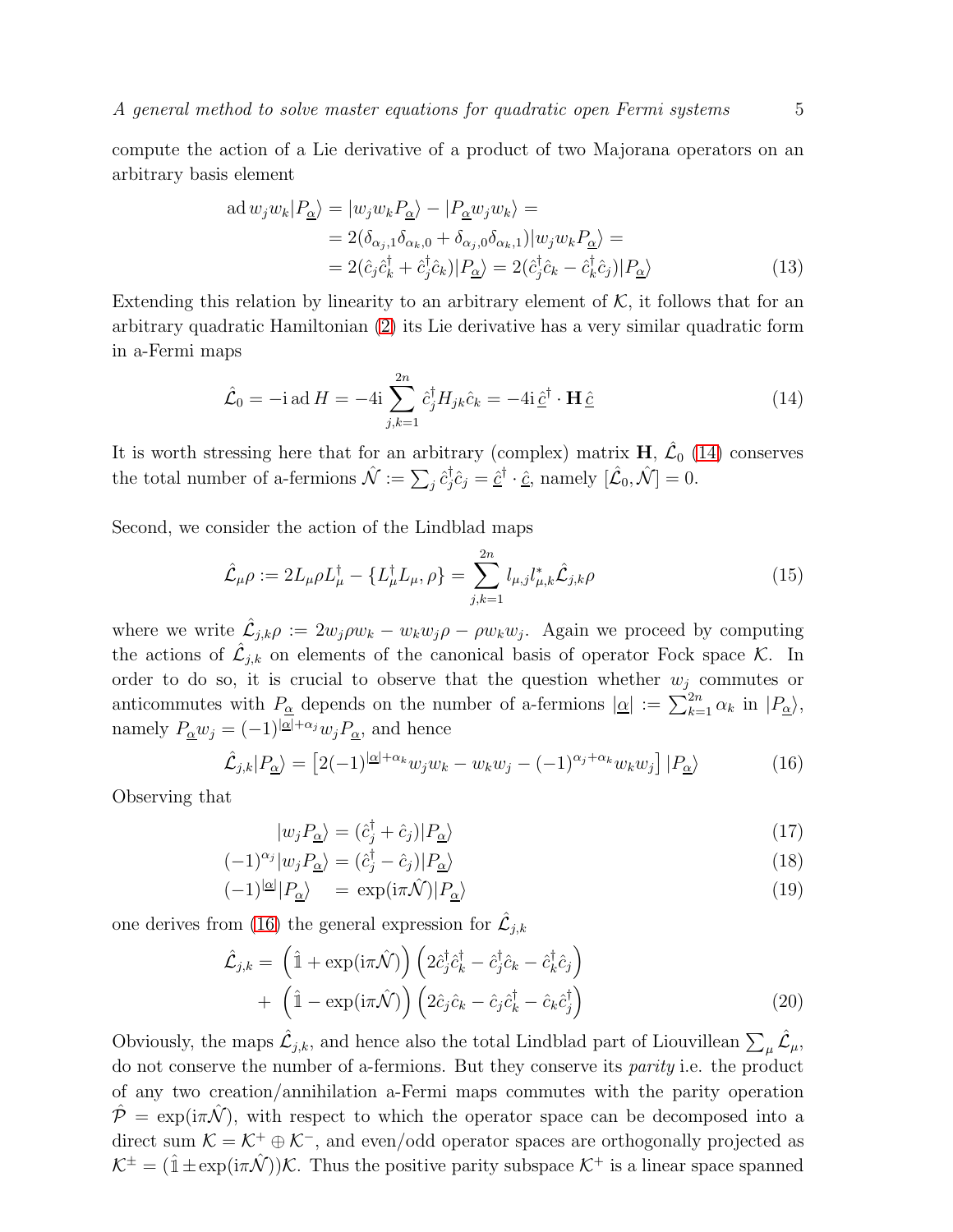compute the action of a Lie derivative of a product of two Majorana operators on an arbitrary basis element

$$
\begin{aligned}
\operatorname{ad} w_j w_k |P_{\underline{\alpha}}\rangle &= |w_j w_k P_{\underline{\alpha}}\rangle - |P_{\underline{\alpha}} w_j w_k\rangle = \\
&= 2(\delta_{\alpha_j,1}\delta_{\alpha_k,0} + \delta_{\alpha_j,0}\delta_{\alpha_k,1})|w_j w_k P_{\underline{\alpha}}\rangle = \\
&= 2(\hat{c}_j \hat{c}_k^\dagger + \hat{c}_j^\dagger \hat{c}_k)|P_{\underline{\alpha}}\rangle = 2(\hat{c}_j^\dagger \hat{c}_k - \hat{c}_k^\dagger \hat{c}_j)|P_{\underline{\alpha}}\rangle
\end{aligned} \tag{13}
$$

Extending this relation by linearity to an arbitrary element of $\mathcal{K}$, it follows that for an arbitrary quadratic Hamiltonian (2) its Lie derivative has a very similar quadratic form in a-Fermi maps

$$
\hat{\mathcal{L}}_0 = -\mathrm{i}\operatorname{ad} H = -4\mathrm{i}\sum_{j,k=1}^{2n} \hat{c}_j^\dagger H_{jk} \hat{c}_k = -4\mathrm{i}\, \underline{\hat{c}}^\dagger \cdot \mathbf{H}\, \underline{\hat{c}} \tag{14}
$$

It is worth stressing here that for an arbitrary (complex) matrix $\mathbf{H}$, $\hat{\mathcal{L}}_0$ (14) conserves the total number of a-fermions $\hat{\mathcal{N}} := \sum_j \hat{c}_j^\dagger \hat{c}_j = \underline{\hat{c}}^\dagger \cdot \underline{\hat{c}}$, namely $[\hat{\mathcal{L}}_0, \hat{\mathcal{N}}] = 0$.

Second, we consider the action of the Lindblad maps

$$
\hat{\mathcal{L}}_\mu \rho := 2L_\mu \rho L_\mu^\dagger - \{L_\mu^\dagger L_\mu, \rho\} = \sum_{j,k=1}^{2n} l_{\mu,j} l_{\mu,k}^* \hat{\mathcal{L}}_{j,k}\rho \tag{15}
$$

where we write $\hat{\mathcal{L}}_{j,k}\rho := 2w_j \rho w_k - w_k w_j \rho - \rho w_k w_j$. Again we proceed by computing the actions of $\hat{\mathcal{L}}_{j,k}$ on elements of the canonical basis of operator Fock space $\mathcal{K}$. In order to do so, it is crucial to observe that the question whether $w_j$ commutes or anticommutes with $P_{\underline{\alpha}}$ depends on the number of a-fermions $|\underline{\alpha}| := \sum_{k=1}^{2n} \alpha_k$ in $|P_{\underline{\alpha}}\rangle$, namely $P_{\underline{\alpha}} w_j = (-1)^{|\underline{\alpha}|+\alpha_j} w_j P_{\underline{\alpha}}$, and hence

$$
\hat{\mathcal{L}}_{j,k}|P_{\underline{\alpha}}\rangle = \left[2(-1)^{|\underline{\alpha}|+\alpha_k} w_j w_k - w_k w_j - (-1)^{\alpha_j+\alpha_k} w_k w_j\right]|P_{\underline{\alpha}}\rangle \tag{16}
$$

Observing that

$$
|w_j P_{\underline{\alpha}}\rangle = (\hat{c}_j^\dagger + \hat{c}_j)|P_{\underline{\alpha}}\rangle \tag{17}
$$

$$
(-1)^{\alpha_j}|w_j P_{\underline{\alpha}}\rangle = (\hat{c}_j^\dagger - \hat{c}_j)|P_{\underline{\alpha}}\rangle \tag{18}
$$

$$
(-1)^{|\underline{\alpha}|}|P_{\underline{\alpha}}\rangle = \exp(\mathrm{i}\pi\hat{\mathcal{N}})|P_{\underline{\alpha}}\rangle \tag{19}
$$

one derives from (16) the general expression for $\hat{\mathcal{L}}_{j,k}$

$$
\begin{aligned}
\hat{\mathcal{L}}_{j,k} = &\left(\hat{\mathbb{1}} + \exp(\mathrm{i}\pi\hat{\mathcal{N}})\right)\left(2\hat{c}_j^\dagger \hat{c}_k^\dagger - \hat{c}_j^\dagger \hat{c}_k - \hat{c}_k^\dagger \hat{c}_j\right) \\
+ &\left(\hat{\mathbb{1}} - \exp(\mathrm{i}\pi\hat{\mathcal{N}})\right)\left(2\hat{c}_j \hat{c}_k - \hat{c}_j \hat{c}_k^\dagger - \hat{c}_k \hat{c}_j^\dagger\right)
\end{aligned} \tag{20}
$$

Obviously, the maps $\hat{\mathcal{L}}_{j,k}$, and hence also the total Lindblad part of Liouvillean $\sum_\mu \hat{\mathcal{L}}_\mu$, do not conserve the number of a-fermions. But they conserve its *parity* i.e. the product of any two creation/annihilation a-Fermi maps commutes with the parity operation $\hat{\mathcal{P}} = \exp(\mathrm{i}\pi\hat{\mathcal{N}})$, with respect to which the operator space can be decomposed into a direct sum $\mathcal{K} = \mathcal{K}^+ \oplus \mathcal{K}^-$, and even/odd operator spaces are orthogonally projected as $\mathcal{K}^\pm = (\hat{\mathbb{1}} \pm \exp(\mathrm{i}\pi\hat{\mathcal{N}}))\mathcal{K}$. Thus the positive parity subspace $\mathcal{K}^+$ is a linear space spanned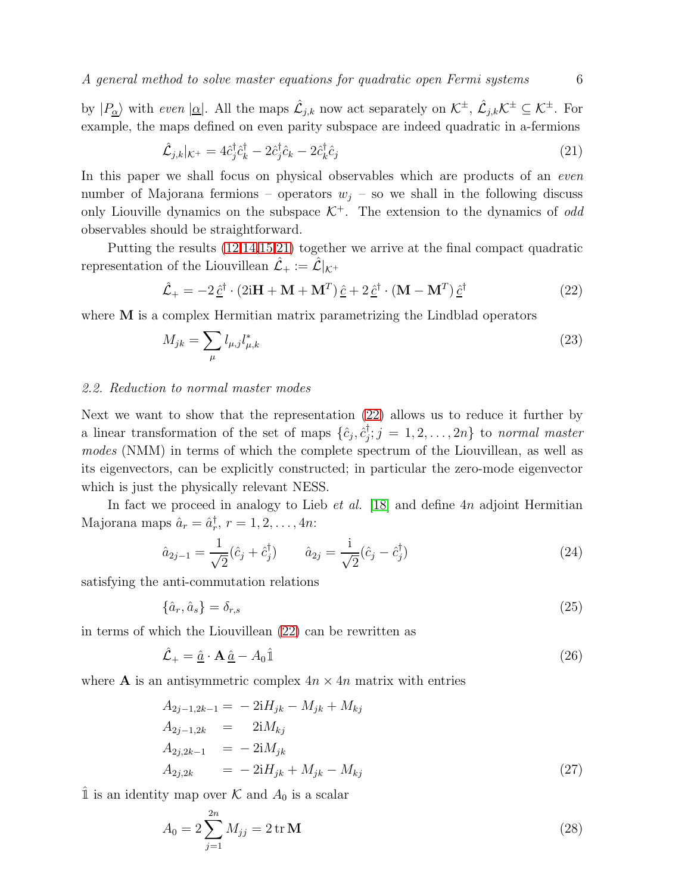by $|P_{\underline{\alpha}}\rangle$ with *even* $|\underline{\alpha}|$. All the maps $\hat{\mathcal{L}}_{j,k}$ now act separately on $\mathcal{K}^{\pm}$, $\hat{\mathcal{L}}_{j,k}\mathcal{K}^{\pm} \subseteq \mathcal{K}^{\pm}$. For example, the maps defined on even parity subspace are indeed quadratic in a-fermions

$$\hat{\mathcal{L}}_{j,k}|_{\mathcal{K}^+} = 4\hat{c}_j^\dagger \hat{c}_k^\dagger - 2\hat{c}_j^\dagger \hat{c}_k - 2\hat{c}_k^\dagger \hat{c}_j \tag{21}$$

In this paper we shall focus on physical observables which are products of an *even* number of Majorana fermions – operators $w_j$ – so we shall in the following discuss only Liouville dynamics on the subspace $\mathcal{K}^+$. The extension to the dynamics of *odd* observables should be straightforward.

Putting the results (12,14,15,21) together we arrive at the final compact quadratic representation of the Liouvillean $\hat{\mathcal{L}}_+ := \hat{\mathcal{L}}|_{\mathcal{K}^+}$

$$\hat{\mathcal{L}}_+ = -2\,\underline{\hat{c}}^\dagger \cdot (2\mathrm{i}\mathbf{H} + \mathbf{M} + \mathbf{M}^T)\,\underline{\hat{c}} + 2\,\underline{\hat{c}}^\dagger \cdot (\mathbf{M} - \mathbf{M}^T)\,\underline{\hat{c}}^\dagger \tag{22}$$

where $\mathbf{M}$ is a complex Hermitian matrix parametrizing the Lindblad operators

$$M_{jk} = \sum_{\mu} l_{\mu,j} l_{\mu,k}^* \tag{23}$$

### 2.2. Reduction to normal master modes

Next we want to show that the representation (22) allows us to reduce it further by a linear transformation of the set of maps $\{\hat{c}_j, \hat{c}_j^\dagger; j = 1, 2, \ldots, 2n\}$ to *normal master modes* (NMM) in terms of which the complete spectrum of the Liouvillean, as well as its eigenvectors, can be explicitly constructed; in particular the zero-mode eigenvector which is just the physically relevant NESS.

In fact we proceed in analogy to Lieb *et al.* [18] and define $4n$ adjoint Hermitian Majorana maps $\hat{a}_r = \hat{a}_r^\dagger$, $r = 1, 2, \ldots, 4n$:

$$\hat{a}_{2j-1} = \frac{1}{\sqrt{2}}(\hat{c}_j + \hat{c}_j^\dagger) \qquad \hat{a}_{2j} = \frac{\mathrm{i}}{\sqrt{2}}(\hat{c}_j - \hat{c}_j^\dagger) \tag{24}$$

satisfying the anti-commutation relations

$$\{\hat{a}_r, \hat{a}_s\} = \delta_{r,s} \tag{25}$$

in terms of which the Liouvillean (22) can be rewritten as

$$\hat{\mathcal{L}}_+ = \underline{\hat{a}} \cdot \mathbf{A}\,\underline{\hat{a}} - A_0 \hat{\mathbb{1}} \tag{26}$$

where $\mathbf{A}$ is an antisymmetric complex $4n \times 4n$ matrix with entries

$$\begin{aligned}
A_{2j-1,2k-1} &= -2\mathrm{i}H_{jk} - M_{jk} + M_{kj} \\
A_{2j-1,2k} &= \phantom{-}2\mathrm{i}M_{kj} \\
A_{2j,2k-1} &= -2\mathrm{i}M_{jk} \\
A_{2j,2k} &= -2\mathrm{i}H_{jk} + M_{jk} - M_{kj}
\end{aligned} \tag{27}$$

$\hat{\mathbb{1}}$ is an identity map over $\mathcal{K}$ and $A_0$ is a scalar

$$A_0 = 2\sum_{j=1}^{2n} M_{jj} = 2\,\mathrm{tr}\,\mathbf{M} \tag{28}$$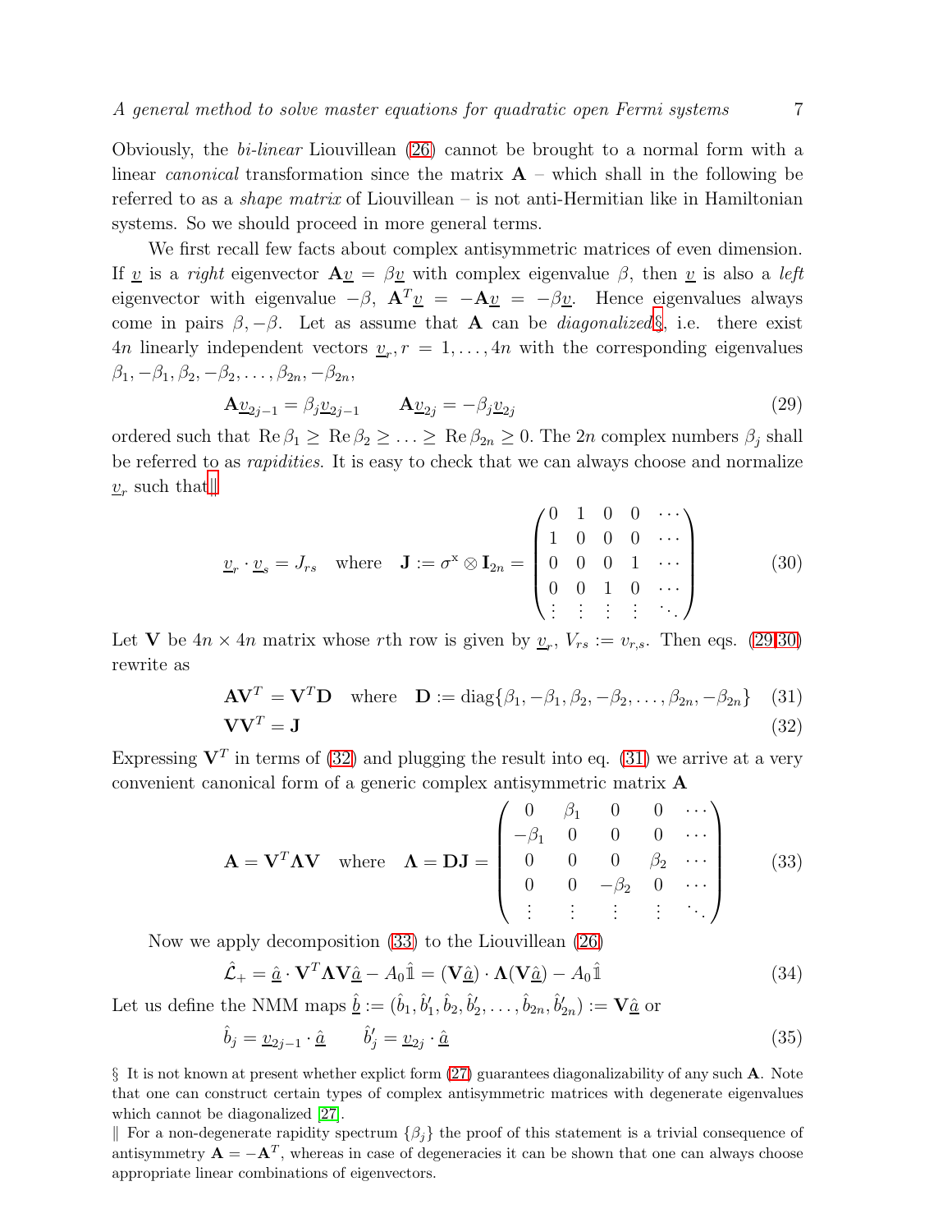Obviously, the *bi-linear* Liouvillean (26) cannot be brought to a normal form with a linear *canonical* transformation since the matrix $\mathbf{A}$ – which shall in the following be referred to as a *shape matrix* of Liouvillean – is not anti-Hermitian like in Hamiltonian systems. So we should proceed in more general terms.

We first recall few facts about complex antisymmetric matrices of even dimension. If $\underline{v}$ is a *right* eigenvector $\mathbf{A}\underline{v} = \beta\underline{v}$ with complex eigenvalue $\beta$, then $\underline{v}$ is also a *left* eigenvector with eigenvalue $-\beta$, $\mathbf{A}^T\underline{v} = -\mathbf{A}\underline{v} = -\beta\underline{v}$. Hence eigenvalues always come in pairs $\beta, -\beta$. Let as assume that $\mathbf{A}$ can be *diagonalized*§, i.e. there exist $4n$ linearly independent vectors $\underline{v}_r, r = 1, \ldots, 4n$ with the corresponding eigenvalues $\beta_1, -\beta_1, \beta_2, -\beta_2, \ldots, \beta_{2n}, -\beta_{2n}$,

$$\mathbf{A}\underline{v}_{2j-1} = \beta_j \underline{v}_{2j-1} \qquad \mathbf{A}\underline{v}_{2j} = -\beta_j \underline{v}_{2j} \tag{29}$$

ordered such that $\mathrm{Re}\,\beta_1 \geq \mathrm{Re}\,\beta_2 \geq \ldots \geq \mathrm{Re}\,\beta_{2n} \geq 0$. The $2n$ complex numbers $\beta_j$ shall be referred to as *rapidities*. It is easy to check that we can always choose and normalize $\underline{v}_r$ such that‖

$$\underline{v}_r \cdot \underline{v}_s = J_{rs} \quad \text{where} \quad \mathbf{J} := \sigma^{\mathrm{x}} \otimes \mathbf{I}_{2n} = \begin{pmatrix} 0 & 1 & 0 & 0 & \cdots \\ 1 & 0 & 0 & 0 & \cdots \\ 0 & 0 & 0 & 1 & \cdots \\ 0 & 0 & 1 & 0 & \cdots \\ \vdots & \vdots & \vdots & \vdots & \ddots \end{pmatrix} \tag{30}$$

Let $\mathbf{V}$ be $4n \times 4n$ matrix whose $r$th row is given by $\underline{v}_r$, $V_{rs} := v_{r,s}$. Then eqs. (29,30) rewrite as

$$\mathbf{A}\mathbf{V}^T = \mathbf{V}^T\mathbf{D} \quad \text{where} \quad \mathbf{D} := \mathrm{diag}\{\beta_1, -\beta_1, \beta_2, -\beta_2, \ldots, \beta_{2n}, -\beta_{2n}\} \tag{31}$$

$$\mathbf{V}\mathbf{V}^T = \mathbf{J} \tag{32}$$

Expressing $\mathbf{V}^T$ in terms of (32) and plugging the result into eq. (31) we arrive at a very convenient canonical form of a generic complex antisymmetric matrix $\mathbf{A}$

$$\mathbf{A} = \mathbf{V}^T\mathbf{\Lambda}\mathbf{V} \quad \text{where} \quad \mathbf{\Lambda} = \mathbf{D}\mathbf{J} = \begin{pmatrix} 0 & \beta_1 & 0 & 0 & \cdots \\ -\beta_1 & 0 & 0 & 0 & \cdots \\ 0 & 0 & 0 & \beta_2 & \cdots \\ 0 & 0 & -\beta_2 & 0 & \cdots \\ \vdots & \vdots & \vdots & \vdots & \ddots \end{pmatrix} \tag{33}$$

Now we apply decomposition (33) to the Liouvillean (26)

$$\hat{\mathcal{L}}_+ = \underline{\hat{a}} \cdot \mathbf{V}^T\mathbf{\Lambda}\mathbf{V}\underline{\hat{a}} - A_0\hat{\mathbb{1}} = (\mathbf{V}\underline{\hat{a}}) \cdot \mathbf{\Lambda}(\mathbf{V}\underline{\hat{a}}) - A_0\hat{\mathbb{1}} \tag{34}$$

Let us define the NMM maps $\underline{\hat{b}} := (\hat{b}_1, \hat{b}'_1, \hat{b}_2, \hat{b}'_2, \ldots, \hat{b}_{2n}, \hat{b}'_{2n}) := \mathbf{V}\underline{\hat{a}}$ or

$$\hat{b}_j = \underline{v}_{2j-1} \cdot \underline{\hat{a}} \qquad \hat{b}'_j = \underline{v}_{2j} \cdot \underline{\hat{a}} \tag{35}$$

§ It is not known at present whether explict form (27) guarantees diagonalizability of any such $\mathbf{A}$. Note that one can construct certain types of complex antisymmetric matrices with degenerate eigenvalues which cannot be diagonalized [27].

‖ For a non-degenerate rapidity spectrum $\{\beta_j\}$ the proof of this statement is a trivial consequence of antisymmetry $\mathbf{A} = -\mathbf{A}^T$, whereas in case of degeneracies it can be shown that one can always choose appropriate linear combinations of eigenvectors.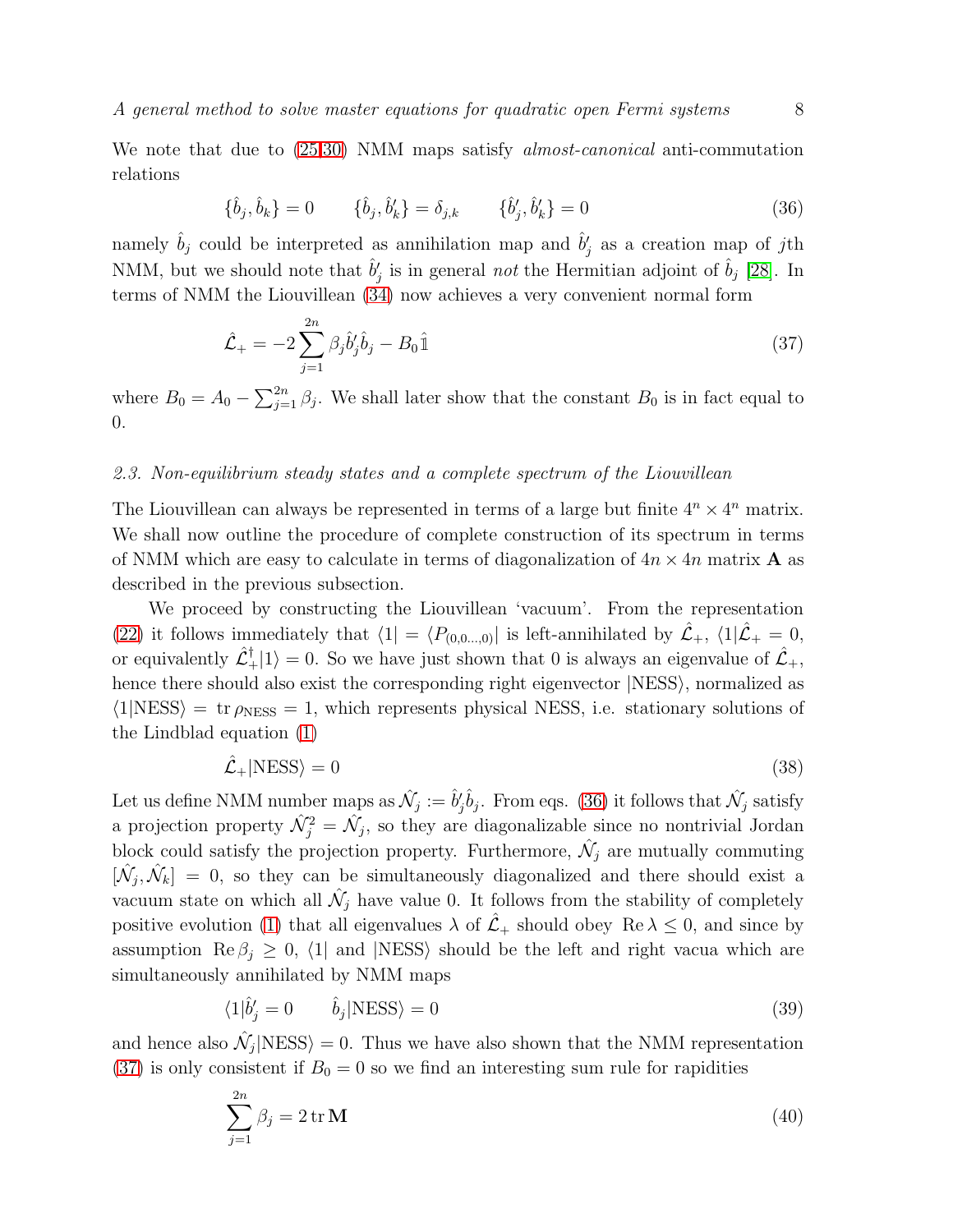We note that due to (25,30) NMM maps satisfy *almost-canonical* anti-commutation relations

$$\{\hat{b}_j, \hat{b}_k\} = 0 \qquad \{\hat{b}_j, \hat{b}'_k\} = \delta_{j,k} \qquad \{\hat{b}'_j, \hat{b}'_k\} = 0 \tag{36}$$

namely $\hat{b}_j$ could be interpreted as annihilation map and $\hat{b}'_j$ as a creation map of $j$th NMM, but we should note that $\hat{b}'_j$ is in general *not* the Hermitian adjoint of $\hat{b}_j$ [28]. In terms of NMM the Liouvillean (34) now achieves a very convenient normal form

$$\hat{\mathcal{L}}_+ = -2\sum_{j=1}^{2n} \beta_j \hat{b}'_j \hat{b}_j - B_0 \hat{\mathbb{1}} \tag{37}$$

where $B_0 = A_0 - \sum_{j=1}^{2n} \beta_j$. We shall later show that the constant $B_0$ is in fact equal to 0.

### 2.3. Non-equilibrium steady states and a complete spectrum of the Liouvillean

The Liouvillean can always be represented in terms of a large but finite $4^n \times 4^n$ matrix. We shall now outline the procedure of complete construction of its spectrum in terms of NMM which are easy to calculate in terms of diagonalization of $4n \times 4n$ matrix $\mathbf{A}$ as described in the previous subsection.

We proceed by constructing the Liouvillean 'vacuum'. From the representation (22) it follows immediately that $\langle 1| = \langle P_{(0,0\ldots,0)}|$ is left-annihilated by $\hat{\mathcal{L}}_+$, $\langle 1|\hat{\mathcal{L}}_+ = 0$, or equivalently $\hat{\mathcal{L}}_+^\dagger|1\rangle = 0$. So we have just shown that 0 is always an eigenvalue of $\hat{\mathcal{L}}_+$, hence there should also exist the corresponding right eigenvector $|\mathrm{NESS}\rangle$, normalized as $\langle 1|\mathrm{NESS}\rangle = \operatorname{tr} \rho_{\mathrm{NESS}} = 1$, which represents physical NESS, i.e. stationary solutions of the Lindblad equation (1)

$$\hat{\mathcal{L}}_+|\mathrm{NESS}\rangle = 0 \tag{38}$$

Let us define NMM number maps as $\hat{\mathcal{N}}_j := \hat{b}'_j \hat{b}_j$. From eqs. (36) it follows that $\hat{\mathcal{N}}_j$ satisfy a projection property $\hat{\mathcal{N}}_j^2 = \hat{\mathcal{N}}_j$, so they are diagonalizable since no nontrivial Jordan block could satisfy the projection property. Furthermore, $\hat{\mathcal{N}}_j$ are mutually commuting $[\hat{\mathcal{N}}_j, \hat{\mathcal{N}}_k] = 0$, so they can be simultaneously diagonalized and there should exist a vacuum state on which all $\hat{\mathcal{N}}_j$ have value 0. It follows from the stability of completely positive evolution (1) that all eigenvalues $\lambda$ of $\hat{\mathcal{L}}_+$ should obey $\operatorname{Re}\lambda \le 0$, and since by assumption $\operatorname{Re}\beta_j \ge 0$, $\langle 1|$ and $|\mathrm{NESS}\rangle$ should be the left and right vacua which are simultaneously annihilated by NMM maps

$$\langle 1|\hat{b}'_j = 0 \qquad \hat{b}_j|\mathrm{NESS}\rangle = 0 \tag{39}$$

and hence also $\hat{\mathcal{N}}_j|\mathrm{NESS}\rangle = 0$. Thus we have also shown that the NMM representation (37) is only consistent if $B_0 = 0$ so we find an interesting sum rule for rapidities

$$\sum_{j=1}^{2n} \beta_j = 2\operatorname{tr}\mathbf{M} \tag{40}$$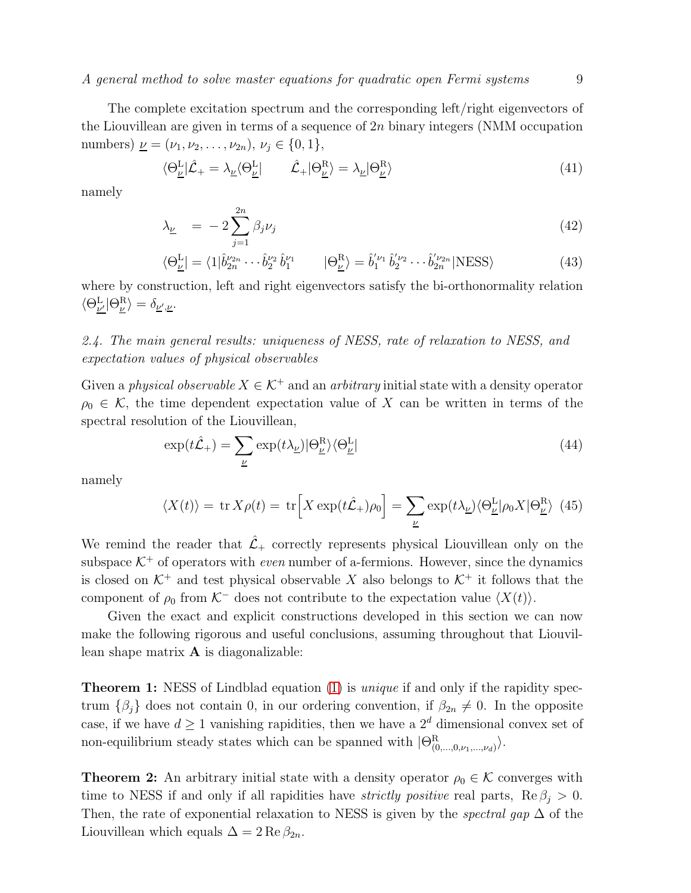The complete excitation spectrum and the corresponding left/right eigenvectors of the Liouvillean are given in terms of a sequence of $2n$ binary integers (NMM occupation numbers) $\underline{\nu} = (\nu_1, \nu_2, \ldots, \nu_{2n})$, $\nu_j \in \{0, 1\}$,

$$\langle \Theta^{\rm L}_{\underline{\nu}} | \hat{\mathcal{L}}_+ = \lambda_{\underline{\nu}} \langle \Theta^{\rm L}_{\underline{\nu}} | \qquad \hat{\mathcal{L}}_+ | \Theta^{\rm R}_{\underline{\nu}} \rangle = \lambda_{\underline{\nu}} | \Theta^{\rm R}_{\underline{\nu}} \rangle \tag{41}$$

namely

$$\lambda_{\underline{\nu}} = -2 \sum_{j=1}^{2n} \beta_j \nu_j \tag{42}$$

$$\langle \Theta^{\rm L}_{\underline{\nu}} | = \langle 1 | \hat{b}_{2n}^{\nu_{2n}} \cdots \hat{b}_2^{\nu_2} \hat{b}_1^{\nu_1} \qquad | \Theta^{\rm R}_{\underline{\nu}} \rangle = \hat{b}_1^{\prime \nu_1} \hat{b}_2^{\prime \nu_2} \cdots \hat{b}_{2n}^{\prime \nu_{2n}} | {\rm NESS} \rangle \tag{43}$$

where by construction, left and right eigenvectors satisfy the bi-orthonormality relation $\langle \Theta^{\rm L}_{\underline{\nu}'} | \Theta^{\rm R}_{\underline{\nu}} \rangle = \delta_{\underline{\nu}', \underline{\nu}}$.

### *2.4. The main general results: uniqueness of NESS, rate of relaxation to NESS, and expectation values of physical observables*

Given a *physical observable* $X \in \mathcal{K}^+$ and an *arbitrary* initial state with a density operator $\rho_0 \in \mathcal{K}$, the time dependent expectation value of $X$ can be written in terms of the spectral resolution of the Liouvillean,

$$\exp(t \hat{\mathcal{L}}_+) = \sum_{\underline{\nu}} \exp(t \lambda_{\underline{\nu}}) | \Theta^{\rm R}_{\underline{\nu}} \rangle \langle \Theta^{\rm L}_{\underline{\nu}} | \tag{44}$$

namely

$$\langle X(t) \rangle = \,{\rm tr}\, X \rho(t) = \,{\rm tr} \Big[ X \exp(t \hat{\mathcal{L}}_+) \rho_0 \Big] = \sum_{\underline{\nu}} \exp(t \lambda_{\underline{\nu}}) \langle \Theta^{\rm L}_{\underline{\nu}} | \rho_0 X | \Theta^{\rm R}_{\underline{\nu}} \rangle \tag{45}$$

We remind the reader that $\hat{\mathcal{L}}_+$ correctly represents physical Liouvillean only on the subspace $\mathcal{K}^+$ of operators with *even* number of a-fermions. However, since the dynamics is closed on $\mathcal{K}^+$ and test physical observable $X$ also belongs to $\mathcal{K}^+$ it follows that the component of $\rho_0$ from $\mathcal{K}^-$ does not contribute to the expectation value $\langle X(t) \rangle$.

Given the exact and explicit constructions developed in this section we can now make the following rigorous and useful conclusions, assuming throughout that Liouvillean shape matrix $\mathbf{A}$ is diagonalizable:

**Theorem 1:** NESS of Lindblad equation (1) is *unique* if and only if the rapidity spectrum $\{\beta_j\}$ does not contain 0, in our ordering convention, if $\beta_{2n} \neq 0$. In the opposite case, if we have $d \geq 1$ vanishing rapidities, then we have a $2^d$ dimensional convex set of non-equilibrium steady states which can be spanned with $| \Theta^{\rm R}_{(0, \ldots, 0, \nu_1, \ldots, \nu_d)} \rangle$.

**Theorem 2:** An arbitrary initial state with a density operator $\rho_0 \in \mathcal{K}$ converges with time to NESS if and only if all rapidities have *strictly positive* real parts, ${\rm Re}\, \beta_j > 0$. Then, the rate of exponential relaxation to NESS is given by the *spectral gap* $\Delta$ of the Liouvillean which equals $\Delta = 2\, {\rm Re}\, \beta_{2n}$.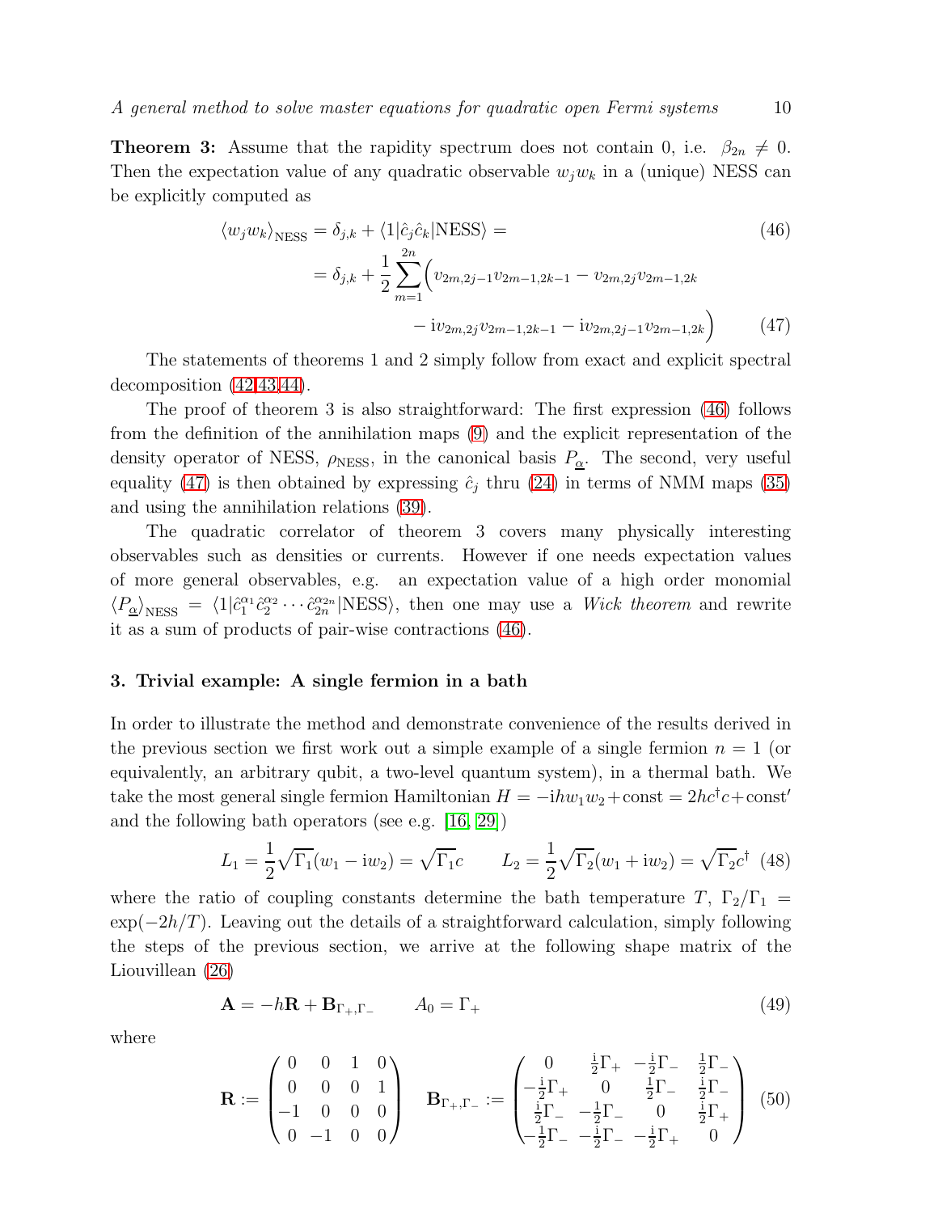**Theorem 3:** Assume that the rapidity spectrum does not contain 0, i.e. $\beta_{2n} \neq 0$. Then the expectation value of any quadratic observable $w_j w_k$ in a (unique) NESS can be explicitly computed as

$$\langle w_j w_k \rangle_{\text{NESS}} = \delta_{j,k} + \langle 1 | \hat{c}_j \hat{c}_k | \text{NESS} \rangle = \tag{46}$$

$$= \delta_{j,k} + \frac{1}{2} \sum_{m=1}^{2n} \Big( v_{2m,2j-1} v_{2m-1,2k-1} - v_{2m,2j} v_{2m-1,2k} - \mathrm{i} v_{2m,2j} v_{2m-1,2k-1} - \mathrm{i} v_{2m,2j-1} v_{2m-1,2k} \Big) \tag{47}$$

The statements of theorems 1 and 2 simply follow from exact and explicit spectral decomposition (42,43,44).

The proof of theorem 3 is also straightforward: The first expression (46) follows from the definition of the annihilation maps (9) and the explicit representation of the density operator of NESS, $\rho_{\text{NESS}}$, in the canonical basis $P_{\underline{\alpha}}$. The second, very useful equality (47) is then obtained by expressing $\hat{c}_j$ thru (24) in terms of NMM maps (35) and using the annihilation relations (39).

The quadratic correlator of theorem 3 covers many physically interesting observables such as densities or currents. However if one needs expectation values of more general observables, e.g. an expectation value of a high order monomial $\langle P_{\underline{\alpha}} \rangle_{\text{NESS}} = \langle 1 | \hat{c}_1^{\alpha_1} \hat{c}_2^{\alpha_2} \cdots \hat{c}_{2n}^{\alpha_{2n}} | \text{NESS} \rangle$, then one may use a *Wick theorem* and rewrite it as a sum of products of pair-wise contractions (46).

## 3. Trivial example: A single fermion in a bath

In order to illustrate the method and demonstrate convenience of the results derived in the previous section we first work out a simple example of a single fermion $n = 1$ (or equivalently, an arbitrary qubit, a two-level quantum system), in a thermal bath. We take the most general single fermion Hamiltonian $H = -\mathrm{i}h w_1 w_2 + \text{const} = 2h c^\dagger c + \text{const}'$ and the following bath operators (see e.g. [16, 29])

$$L_1 = \frac{1}{2}\sqrt{\Gamma_1}(w_1 - \mathrm{i}w_2) = \sqrt{\Gamma_1} c \qquad L_2 = \frac{1}{2}\sqrt{\Gamma_2}(w_1 + \mathrm{i}w_2) = \sqrt{\Gamma_2} c^\dagger \tag{48}$$

where the ratio of coupling constants determine the bath temperature $T$, $\Gamma_2/\Gamma_1 = \exp(-2h/T)$. Leaving out the details of a straightforward calculation, simply following the steps of the previous section, we arrive at the following shape matrix of the Liouvillean (26)

$$\mathbf{A} = -h\mathbf{R} + \mathbf{B}_{\Gamma_+,\Gamma_-} \qquad A_0 = \Gamma_+ \tag{49}$$

where

$$\mathbf{R} := \begin{pmatrix} 0 & 0 & 1 & 0 \\ 0 & 0 & 0 & 1 \\ -1 & 0 & 0 & 0 \\ 0 & -1 & 0 & 0 \end{pmatrix} \quad \mathbf{B}_{\Gamma_+,\Gamma_-} := \begin{pmatrix} 0 & \frac{\mathrm{i}}{2}\Gamma_+ & -\frac{\mathrm{i}}{2}\Gamma_- & \frac{1}{2}\Gamma_- \\ -\frac{\mathrm{i}}{2}\Gamma_+ & 0 & \frac{1}{2}\Gamma_- & \frac{\mathrm{i}}{2}\Gamma_- \\ \frac{\mathrm{i}}{2}\Gamma_- & -\frac{1}{2}\Gamma_- & 0 & \frac{\mathrm{i}}{2}\Gamma_+ \\ -\frac{1}{2}\Gamma_- & -\frac{\mathrm{i}}{2}\Gamma_- & -\frac{\mathrm{i}}{2}\Gamma_+ & 0 \end{pmatrix} \tag{50}$$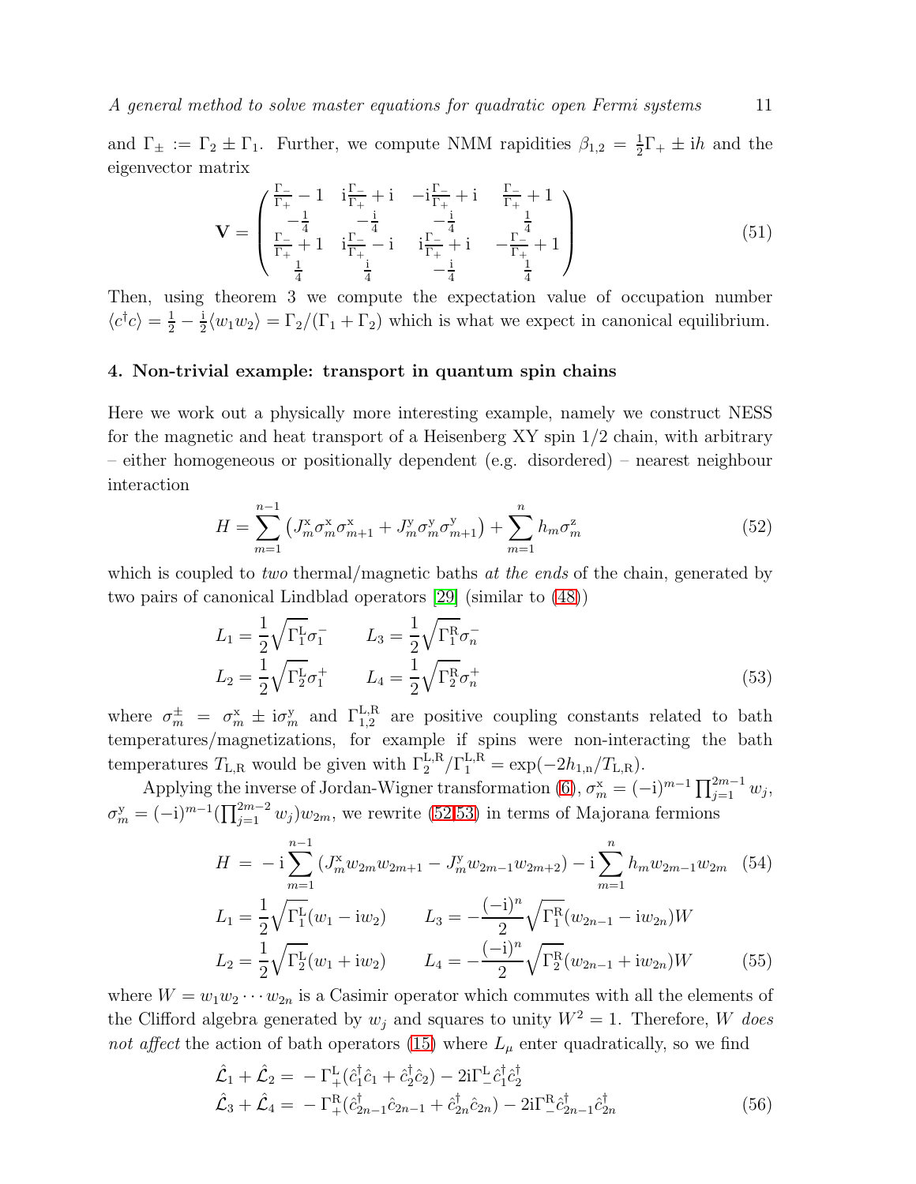and $\Gamma_\pm := \Gamma_2 \pm \Gamma_1$. Further, we compute NMM rapidities $\beta_{1,2} = \frac{1}{2}\Gamma_+ \pm \mathrm{i}h$ and the eigenvector matrix

$$
\mathbf{V} = \begin{pmatrix} \frac{\Gamma_-}{\Gamma_+} - 1 & \mathrm{i}\frac{\Gamma_-}{\Gamma_+} + \mathrm{i} & -\mathrm{i}\frac{\Gamma_-}{\Gamma_+} + \mathrm{i} & \frac{\Gamma_-}{\Gamma_+} + 1 \\ -\frac{1}{4} & -\frac{\mathrm{i}}{4} & -\frac{\mathrm{i}}{4} & \frac{1}{4} \\ \frac{\Gamma_-}{\Gamma_+} + 1 & \mathrm{i}\frac{\Gamma_-}{\Gamma_+} - \mathrm{i} & \mathrm{i}\frac{\Gamma_-}{\Gamma_+} + \mathrm{i} & -\frac{\Gamma_-}{\Gamma_+} + 1 \\ \frac{1}{4} & \frac{\mathrm{i}}{4} & -\frac{\mathrm{i}}{4} & \frac{1}{4} \end{pmatrix} \tag{51}
$$

Then, using theorem 3 we compute the expectation value of occupation number $\langle c^\dagger c \rangle = \frac{1}{2} - \frac{\mathrm{i}}{2}\langle w_1 w_2 \rangle = \Gamma_2/(\Gamma_1 + \Gamma_2)$ which is what we expect in canonical equilibrium.

## 4. Non-trivial example: transport in quantum spin chains

Here we work out a physically more interesting example, namely we construct NESS for the magnetic and heat transport of a Heisenberg XY spin 1/2 chain, with arbitrary – either homogeneous or positionally dependent (e.g. disordered) – nearest neighbour interaction

$$
H = \sum_{m=1}^{n-1} \left( J^{\mathrm{x}}_m \sigma^{\mathrm{x}}_m \sigma^{\mathrm{x}}_{m+1} + J^{\mathrm{y}}_m \sigma^{\mathrm{y}}_m \sigma^{\mathrm{y}}_{m+1} \right) + \sum_{m=1}^{n} h_m \sigma^{\mathrm{z}}_m \tag{52}
$$

which is coupled to *two* thermal/magnetic baths *at the ends* of the chain, generated by two pairs of canonical Lindblad operators [29] (similar to (48))

$$
\begin{aligned}
L_1 &= \frac{1}{2}\sqrt{\Gamma^{\mathrm{L}}_1}\sigma^-_1 \qquad L_3 = \frac{1}{2}\sqrt{\Gamma^{\mathrm{R}}_1}\sigma^-_n \\
L_2 &= \frac{1}{2}\sqrt{\Gamma^{\mathrm{L}}_2}\sigma^+_1 \qquad L_4 = \frac{1}{2}\sqrt{\Gamma^{\mathrm{R}}_2}\sigma^+_n
\end{aligned} \tag{53}
$$

where $\sigma^\pm_m = \sigma^{\mathrm{x}}_m \pm \mathrm{i}\sigma^{\mathrm{y}}_m$ and $\Gamma^{\mathrm{L,R}}_{1,2}$ are positive coupling constants related to bath temperatures/magnetizations, for example if spins were non-interacting the bath temperatures $T_{\mathrm{L,R}}$ would be given with $\Gamma^{\mathrm{L,R}}_2/\Gamma^{\mathrm{L,R}}_1 = \exp(-2h_{1,n}/T_{\mathrm{L,R}})$.

Applying the inverse of Jordan-Wigner transformation (6), $\sigma^{\mathrm{x}}_m = (-\mathrm{i})^{m-1}\prod_{j=1}^{2m-1} w_j$, $\sigma^{\mathrm{y}}_m = (-\mathrm{i})^{m-1}(\prod_{j=1}^{2m-2} w_j) w_{2m}$, we rewrite (52,53) in terms of Majorana fermions

$$
H = -\mathrm{i}\sum_{m=1}^{n-1} \left( J^{\mathrm{x}}_m w_{2m} w_{2m+1} - J^{\mathrm{y}}_m w_{2m-1} w_{2m+2} \right) - \mathrm{i}\sum_{m=1}^{n} h_m w_{2m-1} w_{2m} \tag{54}
$$

$$
\begin{aligned}
L_1 &= \frac{1}{2}\sqrt{\Gamma^{\mathrm{L}}_1}(w_1 - \mathrm{i}w_2) \qquad L_3 = -\frac{(-\mathrm{i})^n}{2}\sqrt{\Gamma^{\mathrm{R}}_1}(w_{2n-1} - \mathrm{i}w_{2n})W \\
L_2 &= \frac{1}{2}\sqrt{\Gamma^{\mathrm{L}}_2}(w_1 + \mathrm{i}w_2) \qquad L_4 = -\frac{(-\mathrm{i})^n}{2}\sqrt{\Gamma^{\mathrm{R}}_2}(w_{2n-1} + \mathrm{i}w_{2n})W
\end{aligned} \tag{55}
$$

where $W = w_1 w_2 \cdots w_{2n}$ is a Casimir operator which commutes with all the elements of the Clifford algebra generated by $w_j$ and squares to unity $W^2 = 1$. Therefore, $W$ *does not affect* the action of bath operators (15) where $L_\mu$ enter quadratically, so we find

$$
\begin{aligned}
\hat{\mathcal{L}}_1 + \hat{\mathcal{L}}_2 &= -\Gamma^{\mathrm{L}}_+(\hat{c}^\dagger_1\hat{c}_1 + \hat{c}^\dagger_2\hat{c}_2) - 2\mathrm{i}\Gamma^{\mathrm{L}}_-\hat{c}^\dagger_1\hat{c}^\dagger_2 \\
\hat{\mathcal{L}}_3 + \hat{\mathcal{L}}_4 &= -\Gamma^{\mathrm{R}}_+(\hat{c}^\dagger_{2n-1}\hat{c}_{2n-1} + \hat{c}^\dagger_{2n}\hat{c}_{2n}) - 2\mathrm{i}\Gamma^{\mathrm{R}}_-\hat{c}^\dagger_{2n-1}\hat{c}^\dagger_{2n}
\end{aligned} \tag{56}
$$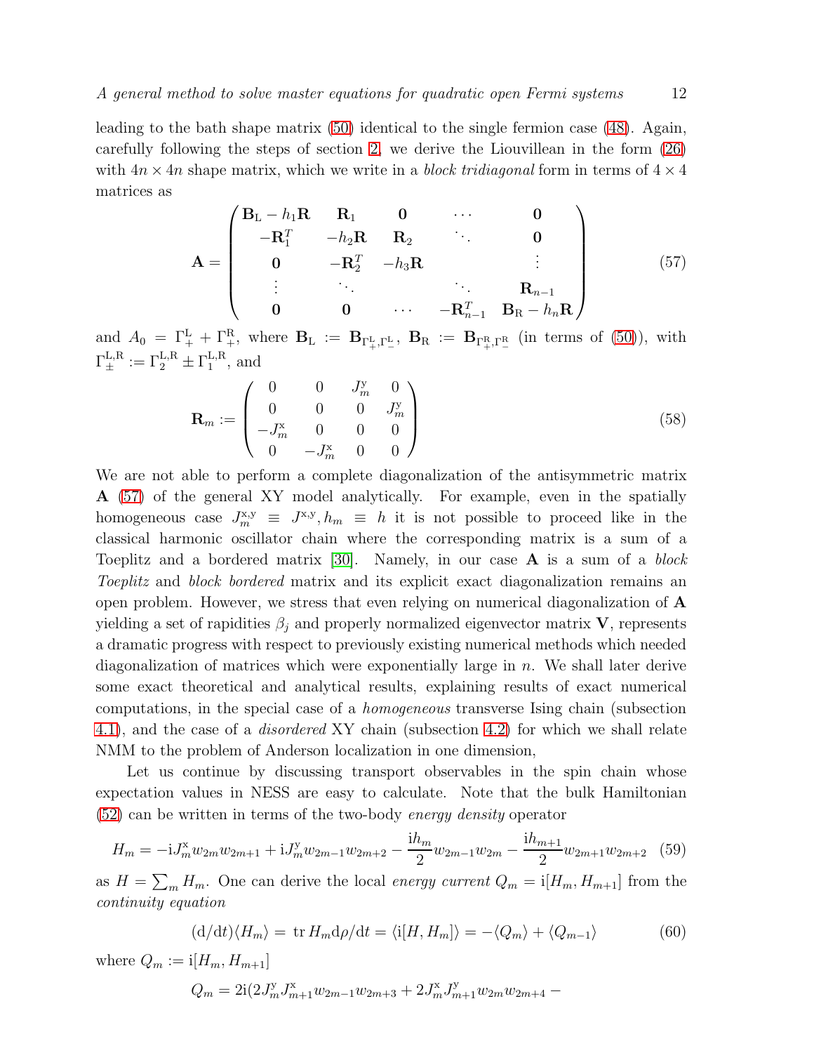leading to the bath shape matrix (50) identical to the single fermion case (48). Again, carefully following the steps of section 2, we derive the Liouvillean in the form (26) with $4n \times 4n$ shape matrix, which we write in a *block tridiagonal* form in terms of $4 \times 4$ matrices as

$$
\mathbf{A} = \begin{pmatrix} \mathbf{B}_{\mathrm{L}} - h_1 \mathbf{R} & \mathbf{R}_1 & \mathbf{0} & \cdots & \mathbf{0} \\ -\mathbf{R}_1^T & -h_2 \mathbf{R} & \mathbf{R}_2 & \ddots & \mathbf{0} \\ \mathbf{0} & -\mathbf{R}_2^T & -h_3 \mathbf{R} & & \vdots \\ \vdots & \ddots & & \ddots & \mathbf{R}_{n-1} \\ \mathbf{0} & \mathbf{0} & \cdots & -\mathbf{R}_{n-1}^T & \mathbf{B}_{\mathrm{R}} - h_n \mathbf{R} \end{pmatrix} \tag{57}
$$

and $A_0 = \Gamma_+^{\mathrm{L}} + \Gamma_+^{\mathrm{R}}$, where $\mathbf{B}_{\mathrm{L}} := \mathbf{B}_{\Gamma_+^{\mathrm{L}},\Gamma_-^{\mathrm{L}}}$, $\mathbf{B}_{\mathrm{R}} := \mathbf{B}_{\Gamma_+^{\mathrm{R}},\Gamma_-^{\mathrm{R}}}$ (in terms of (50)), with $\Gamma_\pm^{\mathrm{L,R}} := \Gamma_2^{\mathrm{L,R}} \pm \Gamma_1^{\mathrm{L,R}}$, and

$$
\mathbf{R}_m := \begin{pmatrix} 0 & 0 & J_m^{\mathrm{y}} & 0 \\ 0 & 0 & 0 & J_m^{\mathrm{y}} \\ -J_m^{\mathrm{x}} & 0 & 0 & 0 \\ 0 & -J_m^{\mathrm{x}} & 0 & 0 \end{pmatrix} \tag{58}
$$

We are not able to perform a complete diagonalization of the antisymmetric matrix $\mathbf{A}$ (57) of the general XY model analytically. For example, even in the spatially homogeneous case $J_m^{\mathrm{x,y}} \equiv J^{\mathrm{x,y}}, h_m \equiv h$ it is not possible to proceed like in the classical harmonic oscillator chain where the corresponding matrix is a sum of a Toeplitz and a bordered matrix [30]. Namely, in our case $\mathbf{A}$ is a sum of a *block Toeplitz* and *block bordered* matrix and its explicit exact diagonalization remains an open problem. However, we stress that even relying on numerical diagonalization of $\mathbf{A}$ yielding a set of rapidities $\beta_j$ and properly normalized eigenvector matrix $\mathbf{V}$, represents a dramatic progress with respect to previously existing numerical methods which needed diagonalization of matrices which were exponentially large in $n$. We shall later derive some exact theoretical and analytical results, explaining results of exact numerical computations, in the special case of a *homogeneous* transverse Ising chain (subsection 4.1), and the case of a *disordered* XY chain (subsection 4.2) for which we shall relate NMM to the problem of Anderson localization in one dimension,

Let us continue by discussing transport observables in the spin chain whose expectation values in NESS are easy to calculate. Note that the bulk Hamiltonian (52) can be written in terms of the two-body *energy density* operator

$$
H_m = -\mathrm{i} J_m^{\mathrm{x}} w_{2m} w_{2m+1} + \mathrm{i} J_m^{\mathrm{y}} w_{2m-1} w_{2m+2} - \frac{\mathrm{i} h_m}{2} w_{2m-1} w_{2m} - \frac{\mathrm{i} h_{m+1}}{2} w_{2m+1} w_{2m+2} \tag{59}
$$

as $H = \sum_m H_m$. One can derive the local *energy current* $Q_m = \mathrm{i}[H_m, H_{m+1}]$ from the *continuity equation*

$$
(\mathrm{d}/\mathrm{d}t)\langle H_m \rangle = \operatorname{tr} H_m \mathrm{d}\rho/\mathrm{d}t = \langle \mathrm{i}[H, H_m] \rangle = -\langle Q_m \rangle + \langle Q_{m-1} \rangle \tag{60}
$$

where $Q_m := \mathrm{i}[H_m, H_{m+1}]$

$$
Q_m = 2\mathrm{i}(2 J_m^{\mathrm{y}} J_{m+1}^{\mathrm{x}} w_{2m-1} w_{2m+3} + 2 J_m^{\mathrm{x}} J_{m+1}^{\mathrm{y}} w_{2m} w_{2m+4} -
$$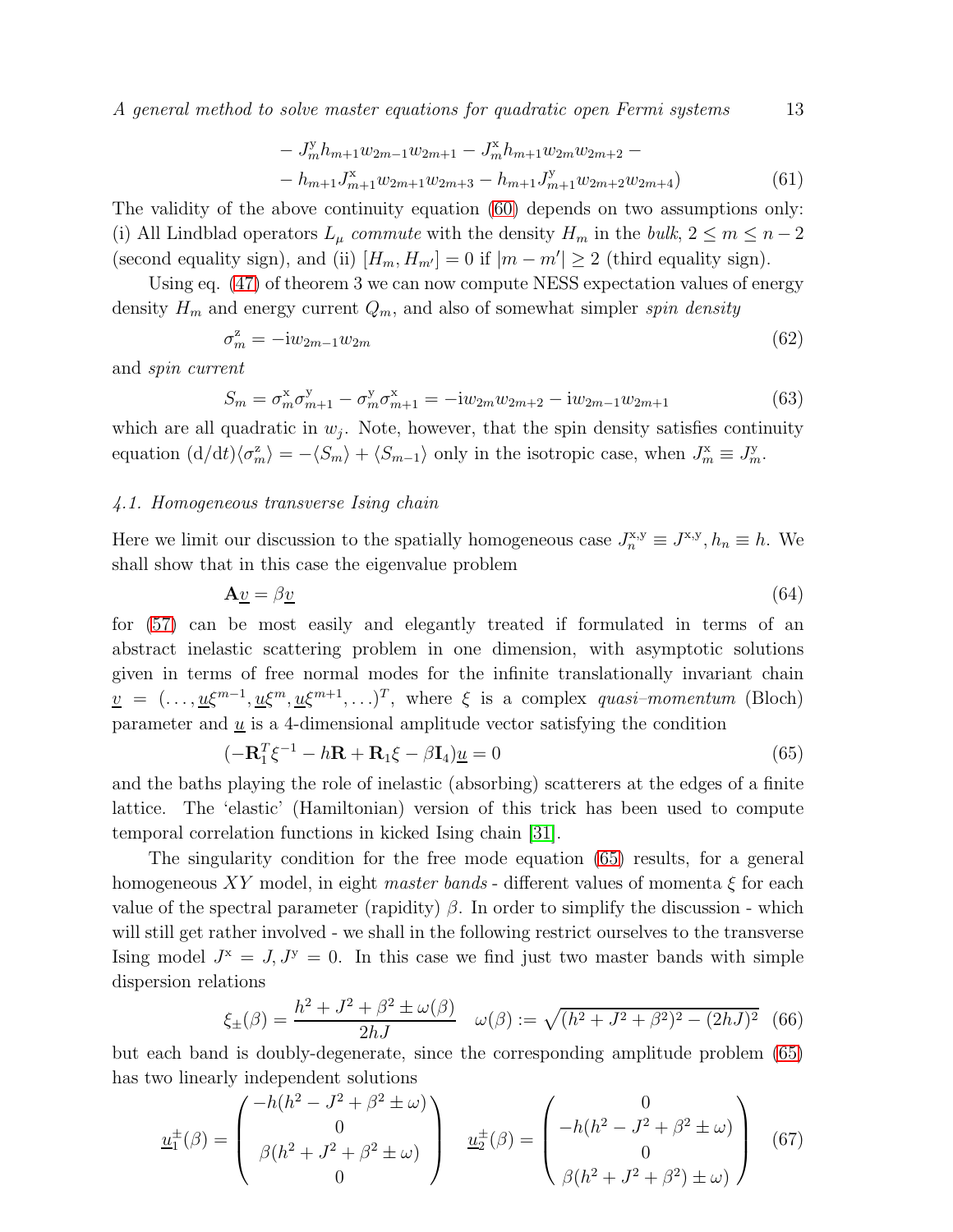$$
- J^{\mathrm{y}}_m h_{m+1} w_{2m-1} w_{2m+1} - J^{\mathrm{x}}_m h_{m+1} w_{2m} w_{2m+2} -
$$

$$
- h_{m+1} J^{\mathrm{x}}_{m+1} w_{2m+1} w_{2m+3} - h_{m+1} J^{\mathrm{y}}_{m+1} w_{2m+2} w_{2m+4}) \tag{61}
$$

The validity of the above continuity equation (60) depends on two assumptions only: (i) All Lindblad operators $L_\mu$ *commute* with the density $H_m$ in the *bulk*, $2 \le m \le n-2$ (second equality sign), and (ii) $[H_m, H_{m'}] = 0$ if $|m - m'| \ge 2$ (third equality sign).

Using eq. (47) of theorem 3 we can now compute NESS expectation values of energy density $H_m$ and energy current $Q_m$, and also of somewhat simpler *spin density*

$$
\sigma^{\mathrm{z}}_m = -\mathrm{i} w_{2m-1} w_{2m} \tag{62}
$$

and *spin current*

$$
S_m = \sigma^{\mathrm{x}}_m \sigma^{\mathrm{y}}_{m+1} - \sigma^{\mathrm{y}}_m \sigma^{\mathrm{x}}_{m+1} = -\mathrm{i} w_{2m} w_{2m+2} - \mathrm{i} w_{2m-1} w_{2m+1} \tag{63}
$$

which are all quadratic in $w_j$. Note, however, that the spin density satisfies continuity equation $(\mathrm{d}/\mathrm{d}t)\langle \sigma^{\mathrm{z}}_m \rangle = -\langle S_m \rangle + \langle S_{m-1} \rangle$ only in the isotropic case, when $J^{\mathrm{x}}_m \equiv J^{\mathrm{y}}_m$.

### *4.1. Homogeneous transverse Ising chain*

Here we limit our discussion to the spatially homogeneous case $J^{\mathrm{x,y}}_n \equiv J^{\mathrm{x,y}}, h_n \equiv h$. We shall show that in this case the eigenvalue problem

$$
\mathbf{A} \underline{v} = \beta \underline{v} \tag{64}
$$

for (57) can be most easily and elegantly treated if formulated in terms of an abstract inelastic scattering problem in one dimension, with asymptotic solutions given in terms of free normal modes for the infinite translationally invariant chain $\underline{v} = (\ldots, \underline{u}\xi^{m-1}, \underline{u}\xi^{m}, \underline{u}\xi^{m+1}, \ldots)^T$, where $\xi$ is a complex *quasi–momentum* (Bloch) parameter and $\underline{u}$ is a 4-dimensional amplitude vector satisfying the condition

$$
(-\mathbf{R}_1^T \xi^{-1} - h\mathbf{R} + \mathbf{R}_1 \xi - \beta \mathbf{I}_4) \underline{u} = 0 \tag{65}
$$

and the baths playing the role of inelastic (absorbing) scatterers at the edges of a finite lattice. The 'elastic' (Hamiltonian) version of this trick has been used to compute temporal correlation functions in kicked Ising chain [31].

The singularity condition for the free mode equation (65) results, for a general homogeneous $XY$ model, in eight *master bands* - different values of momenta $\xi$ for each value of the spectral parameter (rapidity) $\beta$. In order to simplify the discussion - which will still get rather involved - we shall in the following restrict ourselves to the transverse Ising model $J^{\mathrm{x}} = J, J^{\mathrm{y}} = 0$. In this case we find just two master bands with simple dispersion relations

$$
\xi_\pm(\beta) = \frac{h^2 + J^2 + \beta^2 \pm \omega(\beta)}{2hJ} \quad \omega(\beta) := \sqrt{(h^2 + J^2 + \beta^2)^2 - (2hJ)^2} \tag{66}
$$

but each band is doubly-degenerate, since the corresponding amplitude problem (65) has two linearly independent solutions

$$
\underline{u}_1^\pm(\beta) = \begin{pmatrix} -h(h^2 - J^2 + \beta^2 \pm \omega) \\ 0 \\ \beta(h^2 + J^2 + \beta^2 \pm \omega) \\ 0 \end{pmatrix} \quad \underline{u}_2^\pm(\beta) = \begin{pmatrix} 0 \\ -h(h^2 - J^2 + \beta^2 \pm \omega) \\ 0 \\ \beta(h^2 + J^2 + \beta^2) \pm \omega) \end{pmatrix} \tag{67}
$$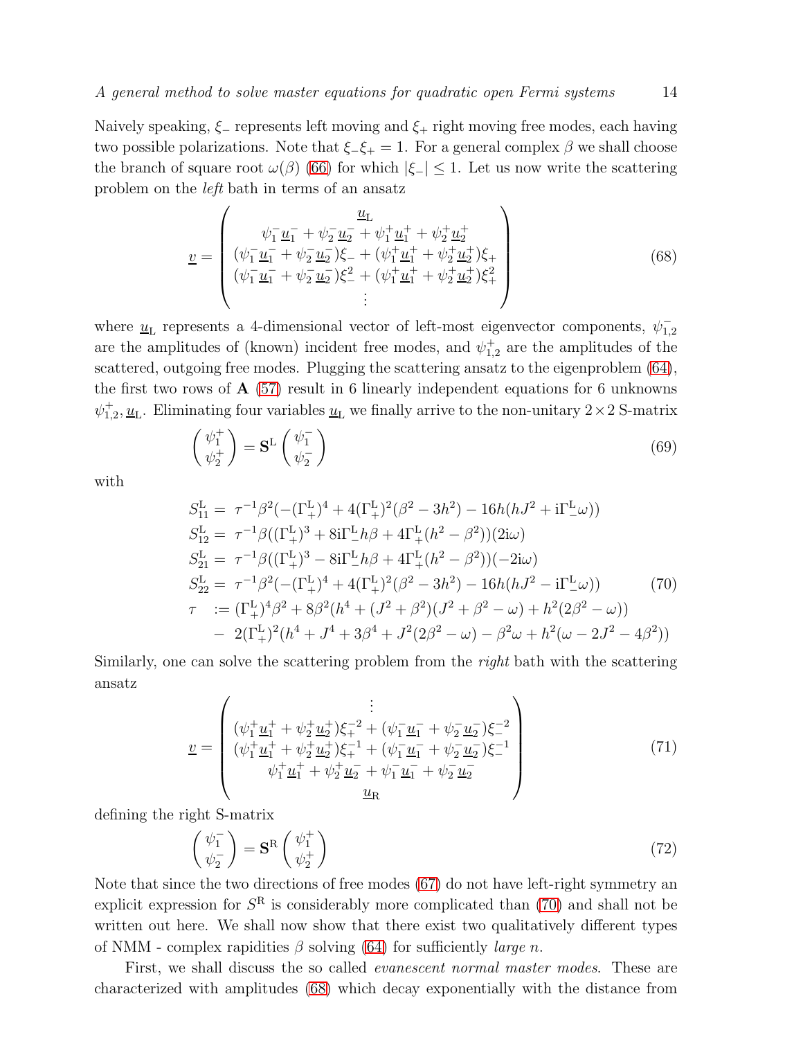Naively speaking, $\xi_-$ represents left moving and $\xi_+$ right moving free modes, each having two possible polarizations. Note that $\xi_-\xi_+ = 1$. For a general complex $\beta$ we shall choose the branch of square root $\omega(\beta)$ (66) for which $|\xi_-| \le 1$. Let us now write the scattering problem on the *left* bath in terms of an ansatz

$$
\underline{v} = \begin{pmatrix} \underline{u}_{\rm L} \\ \psi_1^- \underline{u}_1^- + \psi_2^- \underline{u}_2^- + \psi_1^+ \underline{u}_1^+ + \psi_2^+ \underline{u}_2^+ \\ (\psi_1^- \underline{u}_1^- + \psi_2^- \underline{u}_2^-)\xi_- + (\psi_1^+ \underline{u}_1^+ + \psi_2^+ \underline{u}_2^+)\xi_+ \\ (\psi_1^- \underline{u}_1^- + \psi_2^- \underline{u}_2^-)\xi_-^2 + (\psi_1^+ \underline{u}_1^+ + \psi_2^+ \underline{u}_2^+)\xi_+^2 \\ \vdots \end{pmatrix} \tag{68}
$$

where $\underline{u}_{\rm L}$ represents a 4-dimensional vector of left-most eigenvector components, $\psi_{1,2}^-$ are the amplitudes of (known) incident free modes, and $\psi_{1,2}^+$ are the amplitudes of the scattered, outgoing free modes. Plugging the scattering ansatz to the eigenproblem (64), the first two rows of $\mathbf{A}$ (57) result in 6 linearly independent equations for 6 unknowns $\psi_{1,2}^+, \underline{u}_{\rm L}$. Eliminating four variables $\underline{u}_{\rm L}$ we finally arrive to the non-unitary $2\times 2$ S-matrix

$$
\begin{pmatrix} \psi_1^+ \\ \psi_2^+ \end{pmatrix} = \mathbf{S}^{\rm L} \begin{pmatrix} \psi_1^- \\ \psi_2^- \end{pmatrix} \tag{69}
$$

with

$$
\begin{aligned}
S^{\rm L}_{11} &= \tau^{-1}\beta^2(-(\Gamma^{\rm L}_+)^4 + 4(\Gamma^{\rm L}_+)^2(\beta^2 - 3h^2) - 16h(hJ^2 + {\rm i}\Gamma^{\rm L}_-\omega)) \\
S^{\rm L}_{12} &= \tau^{-1}\beta((\Gamma^{\rm L}_+)^3 + 8{\rm i}\Gamma^{\rm L}_- h\beta + 4\Gamma^{\rm L}_+(h^2 - \beta^2))(2{\rm i}\omega) \\
S^{\rm L}_{21} &= \tau^{-1}\beta((\Gamma^{\rm L}_+)^3 - 8{\rm i}\Gamma^{\rm L}_- h\beta + 4\Gamma^{\rm L}_+(h^2 - \beta^2))(-2{\rm i}\omega) \\
S^{\rm L}_{22} &= \tau^{-1}\beta^2(-(\Gamma^{\rm L}_+)^4 + 4(\Gamma^{\rm L}_+)^2(\beta^2 - 3h^2) - 16h(hJ^2 - {\rm i}\Gamma^{\rm L}_-\omega)) \\
\tau &:= (\Gamma^{\rm L}_+)^4\beta^2 + 8\beta^2(h^4 + (J^2+\beta^2)(J^2+\beta^2-\omega) + h^2(2\beta^2-\omega)) \\
&\quad - 2(\Gamma^{\rm L}_+)^2(h^4 + J^4 + 3\beta^4 + J^2(2\beta^2-\omega) - \beta^2\omega + h^2(\omega - 2J^2 - 4\beta^2))
\end{aligned} \tag{70}
$$

Similarly, one can solve the scattering problem from the *right* bath with the scattering ansatz

$$
\underline{v} = \begin{pmatrix} \vdots \\ (\psi_1^+ \underline{u}_1^+ + \psi_2^+ \underline{u}_2^+)\xi_+^{-2} + (\psi_1^- \underline{u}_1^- + \psi_2^- \underline{u}_2^-)\xi_-^{-2} \\ (\psi_1^+ \underline{u}_1^+ + \psi_2^+ \underline{u}_2^+)\xi_+^{-1} + (\psi_1^- \underline{u}_1^- + \psi_2^- \underline{u}_2^-)\xi_-^{-1} \\ \psi_1^+ \underline{u}_1^+ + \psi_2^+ \underline{u}_2^- + \psi_1^- \underline{u}_1^- + \psi_2^- \underline{u}_2^- \\ \underline{u}_{\rm R} \end{pmatrix} \tag{71}
$$

defining the right S-matrix

$$
\begin{pmatrix} \psi_1^- \\ \psi_2^- \end{pmatrix} = \mathbf{S}^{\rm R} \begin{pmatrix} \psi_1^+ \\ \psi_2^+ \end{pmatrix} \tag{72}
$$

Note that since the two directions of free modes (67) do not have left-right symmetry an explicit expression for $S^{\rm R}$ is considerably more complicated than (70) and shall not be written out here. We shall now show that there exist two qualitatively different types of NMM - complex rapidities $\beta$ solving (64) for sufficiently *large* $n$.

First, we shall discuss the so called *evanescent normal master modes*. These are characterized with amplitudes (68) which decay exponentially with the distance from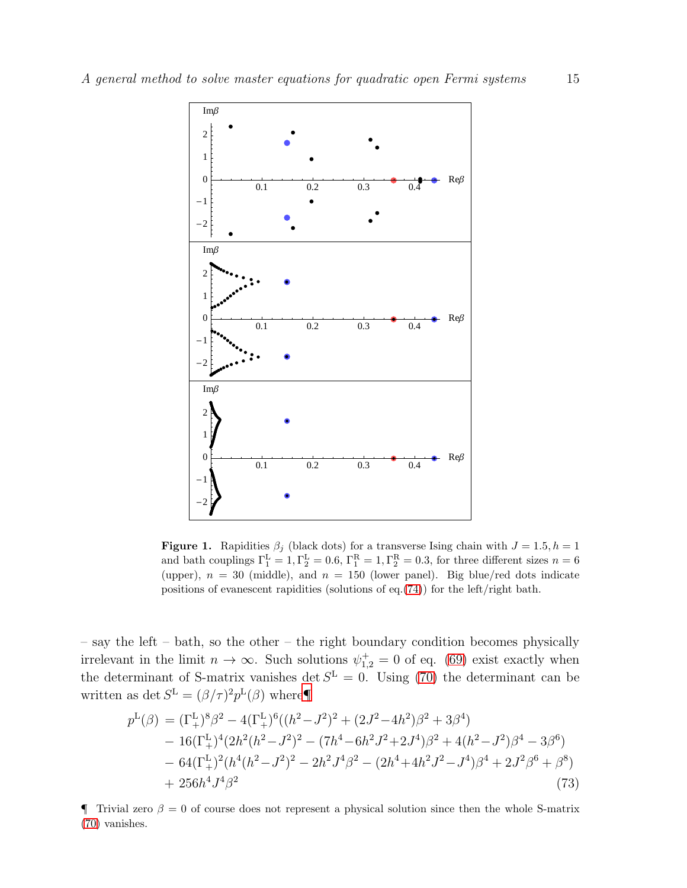**Figure 1.** Rapidities $\beta_j$ (black dots) for a transverse Ising chain with $J = 1.5, h = 1$ and bath couplings $\Gamma_1^{\rm L} = 1, \Gamma_2^{\rm L} = 0.6$, $\Gamma_1^{\rm R} = 1, \Gamma_2^{\rm R} = 0.3$, for three different sizes $n = 6$ (upper), $n = 30$ (middle), and $n = 150$ (lower panel). Big blue/red dots indicate positions of evanescent rapidities (solutions of eq.(74)) for the left/right bath.

– say the left – bath, so the other – the right boundary condition becomes physically irrelevant in the limit $n \to \infty$. Such solutions $\psi^+_{1,2} = 0$ of eq. (69) exist exactly when the determinant of S-matrix vanishes $\det S^{\rm L} = 0$. Using (70) the determinant can be written as $\det S^{\rm L} = (\beta/\tau)^2 p^{\rm L}(\beta)$ where¶

$$
\begin{aligned}
p^{\rm L}(\beta) &= (\Gamma^{\rm L}_+)^8\beta^2 - 4(\Gamma^{\rm L}_+)^6((h^2-J^2)^2 + (2J^2-4h^2)\beta^2 + 3\beta^4) \\
&- 16(\Gamma^{\rm L}_+)^4(2h^2(h^2-J^2)^2 - (7h^4-6h^2J^2+2J^4)\beta^2 + 4(h^2-J^2)\beta^4 - 3\beta^6) \\
&- 64(\Gamma^{\rm L}_+)^2(h^4(h^2-J^2)^2 - 2h^2J^4\beta^2 - (2h^4+4h^2J^2-J^4)\beta^4 + 2J^2\beta^6 + \beta^8) \\
&+ 256h^4J^4\beta^2
\end{aligned} \tag{73}
$$

¶ Trivial zero $\beta = 0$ of course does not represent a physical solution since then the whole S-matrix (70) vanishes.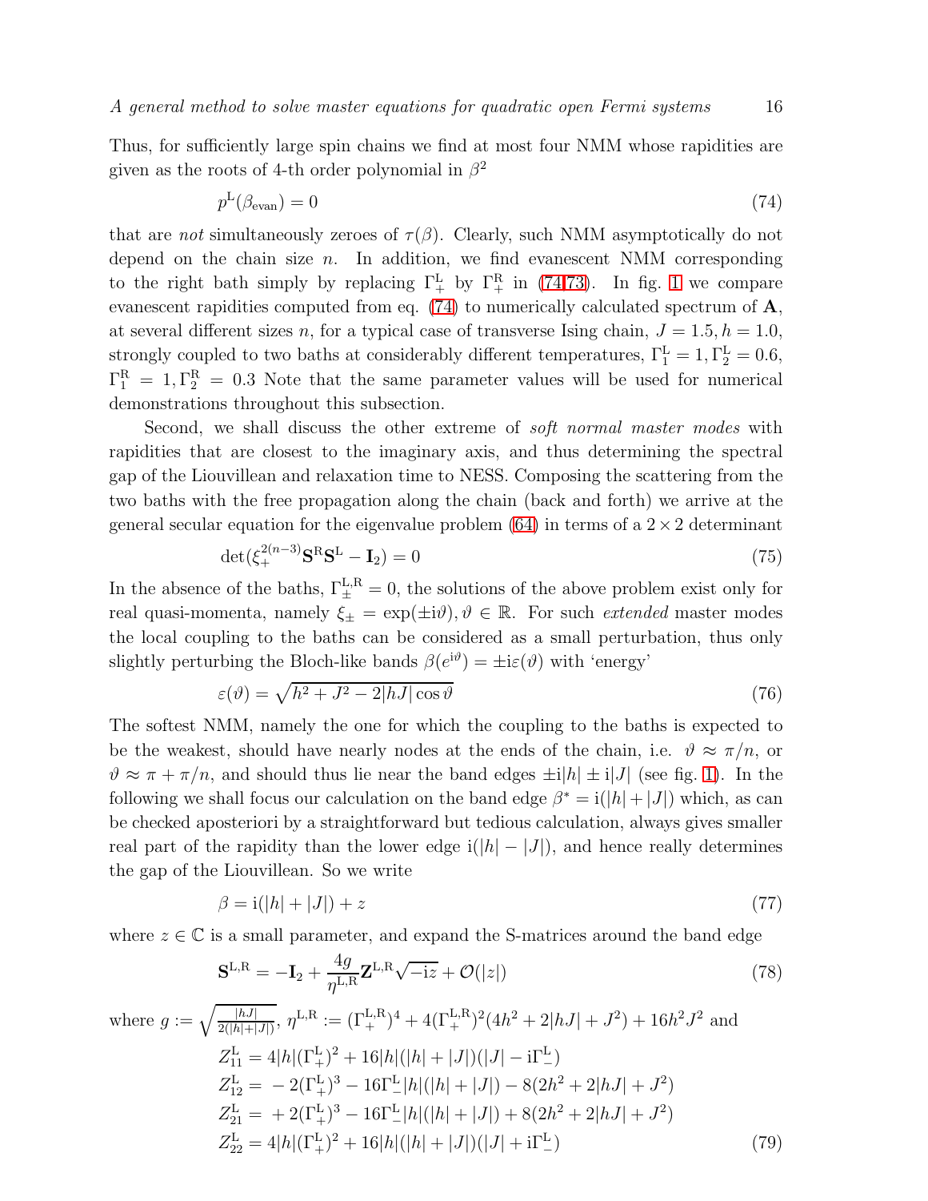Thus, for sufficiently large spin chains we find at most four NMM whose rapidities are given as the roots of 4-th order polynomial in $\beta^2$

$$p^{\mathrm{L}}(\beta_{\mathrm{evan}}) = 0 \tag{74}$$

that are *not* simultaneously zeroes of $\tau(\beta)$. Clearly, such NMM asymptotically do not depend on the chain size $n$. In addition, we find evanescent NMM corresponding to the right bath simply by replacing $\Gamma^{\mathrm{L}}_{+}$ by $\Gamma^{\mathrm{R}}_{+}$ in (74,73). In fig. 1 we compare evanescent rapidities computed from eq. (74) to numerically calculated spectrum of $\mathbf{A}$, at several different sizes $n$, for a typical case of transverse Ising chain, $J = 1.5, h = 1.0$, strongly coupled to two baths at considerably different temperatures, $\Gamma^{\mathrm{L}}_1 = 1, \Gamma^{\mathrm{L}}_2 = 0.6$, $\Gamma^{\mathrm{R}}_1 = 1, \Gamma^{\mathrm{R}}_2 = 0.3$ Note that the same parameter values will be used for numerical demonstrations throughout this subsection.

Second, we shall discuss the other extreme of *soft normal master modes* with rapidities that are closest to the imaginary axis, and thus determining the spectral gap of the Liouvillean and relaxation time to NESS. Composing the scattering from the two baths with the free propagation along the chain (back and forth) we arrive at the general secular equation for the eigenvalue problem (64) in terms of a $2 \times 2$ determinant

$$\det(\xi_{+}^{2(n-3)}\mathbf{S}^{\mathrm{R}}\mathbf{S}^{\mathrm{L}} - \mathbf{I}_2) = 0 \tag{75}$$

In the absence of the baths, $\Gamma^{\mathrm{L,R}}_{\pm} = 0$, the solutions of the above problem exist only for real quasi-momenta, namely $\xi_{\pm} = \exp(\pm \mathrm{i}\vartheta), \vartheta \in \mathbb{R}$. For such *extended* master modes the local coupling to the baths can be considered as a small perturbation, thus only slightly perturbing the Bloch-like bands $\beta(e^{\mathrm{i}\vartheta}) = \pm \mathrm{i}\varepsilon(\vartheta)$ with 'energy'

$$\varepsilon(\vartheta) = \sqrt{h^2 + J^2 - 2|hJ|\cos\vartheta} \tag{76}$$

The softest NMM, namely the one for which the coupling to the baths is expected to be the weakest, should have nearly nodes at the ends of the chain, i.e. $\vartheta \approx \pi/n$, or $\vartheta \approx \pi + \pi/n$, and should thus lie near the band edges $\pm \mathrm{i}|h| \pm \mathrm{i}|J|$ (see fig. 1). In the following we shall focus our calculation on the band edge $\beta^* = \mathrm{i}(|h| + |J|)$ which, as can be checked aposteriori by a straightforward but tedious calculation, always gives smaller real part of the rapidity than the lower edge $\mathrm{i}(|h| - |J|)$, and hence really determines the gap of the Liouvillean. So we write

$$\beta = \mathrm{i}(|h| + |J|) + z \tag{77}$$

where $z \in \mathbb{C}$ is a small parameter, and expand the S-matrices around the band edge

$$\mathbf{S}^{\mathrm{L,R}} = -\mathbf{I}_2 + \frac{4g}{\eta^{\mathrm{L,R}}}\mathbf{Z}^{\mathrm{L,R}}\sqrt{-\mathrm{i}z} + \mathcal{O}(|z|) \tag{78}$$

where $g := \sqrt{\frac{|hJ|}{2(|h|+|J|)}}$, $\eta^{\mathrm{L,R}} := (\Gamma^{\mathrm{L,R}}_{+})^4 + 4(\Gamma^{\mathrm{L,R}}_{+})^2(4h^2 + 2|hJ| + J^2) + 16h^2J^2$ and

$$\begin{aligned}
Z^{\mathrm{L}}_{11} &= 4|h|(\Gamma^{\mathrm{L}}_{+})^2 + 16|h|(|h| + |J|)(|J| - \mathrm{i}\Gamma^{\mathrm{L}}_{-}) \\
Z^{\mathrm{L}}_{12} &= -2(\Gamma^{\mathrm{L}}_{+})^3 - 16\Gamma^{\mathrm{L}}_{-}|h|(|h| + |J|) - 8(2h^2 + 2|hJ| + J^2) \\
Z^{\mathrm{L}}_{21} &= +2(\Gamma^{\mathrm{L}}_{+})^3 - 16\Gamma^{\mathrm{L}}_{-}|h|(|h| + |J|) + 8(2h^2 + 2|hJ| + J^2) \\
Z^{\mathrm{L}}_{22} &= 4|h|(\Gamma^{\mathrm{L}}_{+})^2 + 16|h|(|h| + |J|)(|J| + \mathrm{i}\Gamma^{\mathrm{L}}_{-})
\end{aligned} \tag{79}$$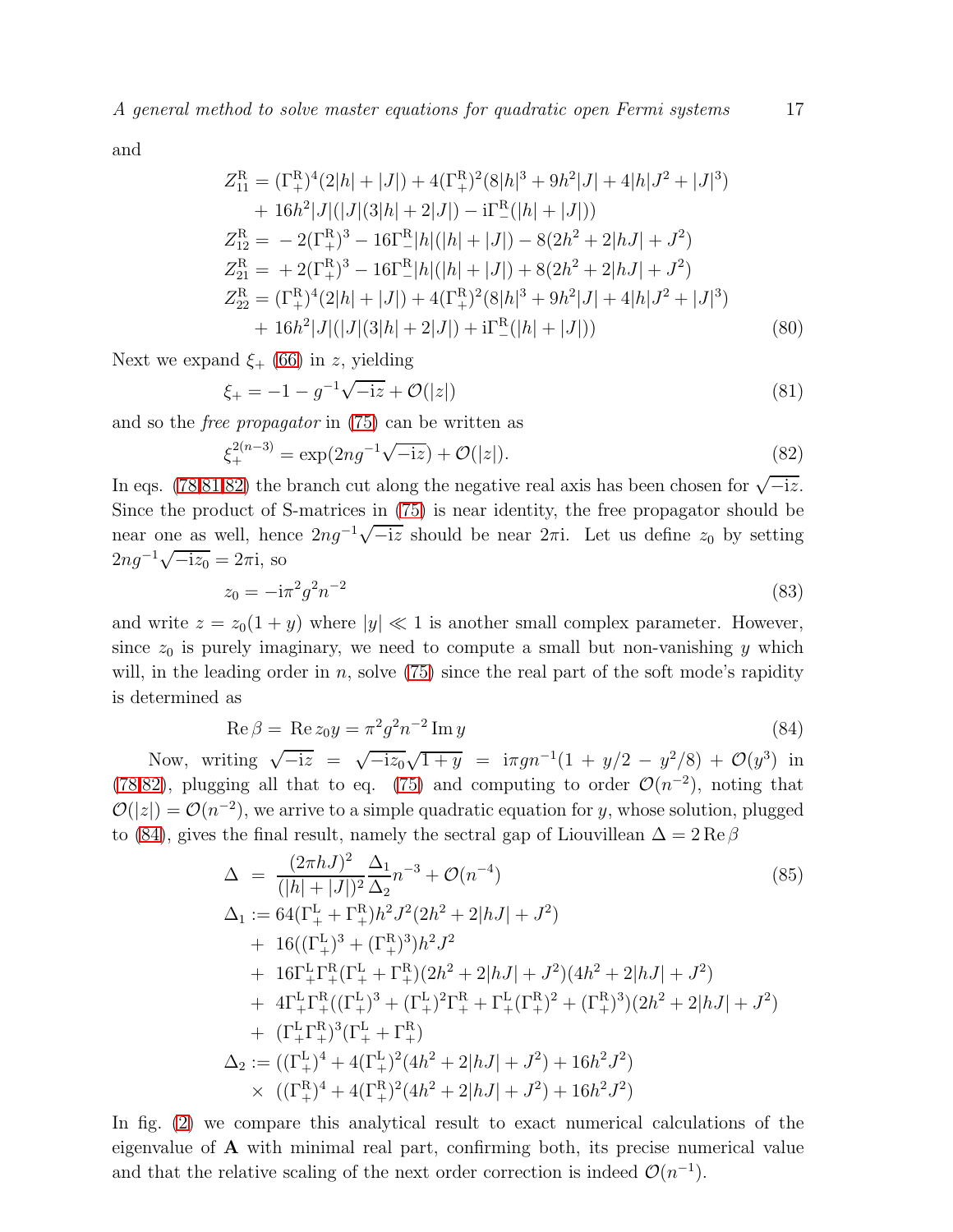and

$$
\begin{aligned}
Z^{\mathrm{R}}_{11} = & (\Gamma^{\mathrm{R}}_+)^4(2|h|+|J|) + 4(\Gamma^{\mathrm{R}}_+)^2(8|h|^3 + 9h^2|J| + 4|h|J^2 + |J|^3) \\
& + 16h^2|J|(|J|(3|h|+2|J|) - \mathrm{i}\Gamma^{\mathrm{R}}_-(|h|+|J|)) \\
Z^{\mathrm{R}}_{12} = & -2(\Gamma^{\mathrm{R}}_+)^3 - 16\Gamma^{\mathrm{R}}_-|h|(|h|+|J|) - 8(2h^2+2|hJ|+J^2) \\
Z^{\mathrm{R}}_{21} = & +2(\Gamma^{\mathrm{R}}_+)^3 - 16\Gamma^{\mathrm{R}}_-|h|(|h|+|J|) + 8(2h^2+2|hJ|+J^2) \\
Z^{\mathrm{R}}_{22} = & (\Gamma^{\mathrm{R}}_+)^4(2|h|+|J|) + 4(\Gamma^{\mathrm{R}}_+)^2(8|h|^3 + 9h^2|J| + 4|h|J^2 + |J|^3) \\
& + 16h^2|J|(|J|(3|h|+2|J|) + \mathrm{i}\Gamma^{\mathrm{R}}_-(|h|+|J|))
\end{aligned}
\tag{80}
$$

Next we expand $\xi_+$ (66) in $z$, yielding

$$
\xi_+ = -1 - g^{-1}\sqrt{-\mathrm{i}z} + \mathcal{O}(|z|)
\tag{81}
$$

and so the *free propagator* in (75) can be written as

$$
\xi_+^{2(n-3)} = \exp(2ng^{-1}\sqrt{-\mathrm{i}z}) + \mathcal{O}(|z|).
\tag{82}
$$

In eqs. (78,81,82) the branch cut along the negative real axis has been chosen for $\sqrt{-\mathrm{i}z}$. Since the product of S-matrices in (75) is near identity, the free propagator should be near one as well, hence $2ng^{-1}\sqrt{-\mathrm{i}z}$ should be near $2\pi\mathrm{i}$. Let us define $z_0$ by setting $2ng^{-1}\sqrt{-\mathrm{i}z_0} = 2\pi\mathrm{i}$, so

$$
z_0 = -\mathrm{i}\pi^2 g^2 n^{-2}
\tag{83}
$$

and write $z = z_0(1+y)$ where $|y| \ll 1$ is another small complex parameter. However, since $z_0$ is purely imaginary, we need to compute a small but non-vanishing $y$ which will, in the leading order in $n$, solve (75) since the real part of the soft mode's rapidity is determined as

$$
\operatorname{Re}\beta = \operatorname{Re} z_0 y = \pi^2 g^2 n^{-2} \operatorname{Im} y
\tag{84}
$$

Now, writing $\sqrt{-\mathrm{i}z} = \sqrt{-\mathrm{i}z_0}\sqrt{1+y} = \mathrm{i}\pi g n^{-1}(1 + y/2 - y^2/8) + \mathcal{O}(y^3)$ in (78,82), plugging all that to eq. (75) and computing to order $\mathcal{O}(n^{-2})$, noting that $\mathcal{O}(|z|) = \mathcal{O}(n^{-2})$, we arrive to a simple quadratic equation for $y$, whose solution, plugged to (84), gives the final result, namely the sectral gap of Liouvillean $\Delta = 2\operatorname{Re}\beta$

$$
\begin{aligned}
\Delta \; = & \; \frac{(2\pi hJ)^2}{(|h|+|J|)^2}\frac{\Delta_1}{\Delta_2}n^{-3} + \mathcal{O}(n^{-4}) \\
\Delta_1 := & \; 64(\Gamma^{\mathrm{L}}_+ + \Gamma^{\mathrm{R}}_+)h^2J^2(2h^2+2|hJ|+J^2) \\
& + 16((\Gamma^{\mathrm{L}}_+)^3 + (\Gamma^{\mathrm{R}}_+)^3)h^2J^2 \\
& + 16\Gamma^{\mathrm{L}}_+\Gamma^{\mathrm{R}}_+(\Gamma^{\mathrm{L}}_+ + \Gamma^{\mathrm{R}}_+)(2h^2+2|hJ|+J^2)(4h^2+2|hJ|+J^2) \\
& + 4\Gamma^{\mathrm{L}}_+\Gamma^{\mathrm{R}}_+((\Gamma^{\mathrm{L}}_+)^3 + (\Gamma^{\mathrm{L}}_+)^2\Gamma^{\mathrm{R}}_+ + \Gamma^{\mathrm{L}}_+(\Gamma^{\mathrm{R}}_+)^2 + (\Gamma^{\mathrm{R}}_+)^3)(2h^2+2|hJ|+J^2) \\
& + (\Gamma^{\mathrm{L}}_+\Gamma^{\mathrm{R}}_+)^3(\Gamma^{\mathrm{L}}_+ + \Gamma^{\mathrm{R}}_+) \\
\Delta_2 := & \; ((\Gamma^{\mathrm{L}}_+)^4 + 4(\Gamma^{\mathrm{L}}_+)^2(4h^2+2|hJ|+J^2) + 16h^2J^2) \\
& \times \; ((\Gamma^{\mathrm{R}}_+)^4 + 4(\Gamma^{\mathrm{R}}_+)^2(4h^2+2|hJ|+J^2) + 16h^2J^2)
\end{aligned}
\tag{85}
$$

In fig. (2) we compare this analytical result to exact numerical calculations of the eigenvalue of $\mathbf{A}$ with minimal real part, confirming both, its precise numerical value and that the relative scaling of the next order correction is indeed $\mathcal{O}(n^{-1})$.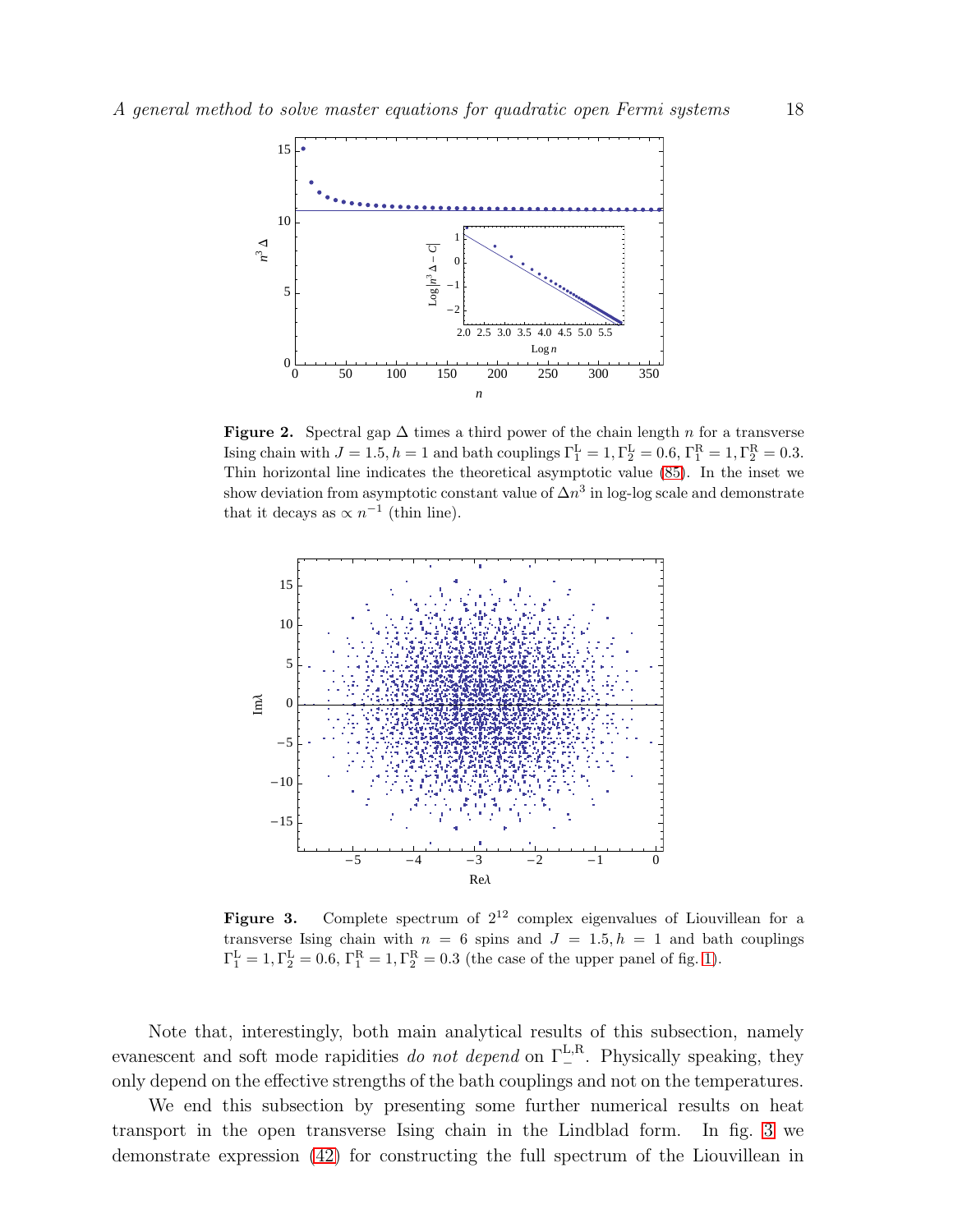**Figure 2.** Spectral gap $\Delta$ times a third power of the chain length $n$ for a transverse Ising chain with $J = 1.5, h = 1$ and bath couplings $\Gamma_1^{\rm L} = 1, \Gamma_2^{\rm L} = 0.6, \Gamma_1^{\rm R} = 1, \Gamma_2^{\rm R} = 0.3$. Thin horizontal line indicates the theoretical asymptotic value (85). In the inset we show deviation from asymptotic constant value of $\Delta n^3$ in log-log scale and demonstrate that it decays as $\propto n^{-1}$ (thin line).

**Figure 3.** Complete spectrum of $2^{12}$ complex eigenvalues of Liouvillean for a transverse Ising chain with $n = 6$ spins and $J = 1.5, h = 1$ and bath couplings $\Gamma_1^{\rm L} = 1, \Gamma_2^{\rm L} = 0.6, \Gamma_1^{\rm R} = 1, \Gamma_2^{\rm R} = 0.3$ (the case of the upper panel of fig. 1).

Note that, interestingly, both main analytical results of this subsection, namely evanescent and soft mode rapidities *do not depend* on $\Gamma_-^{\rm L,R}$. Physically speaking, they only depend on the effective strengths of the bath couplings and not on the temperatures.

We end this subsection by presenting some further numerical results on heat transport in the open transverse Ising chain in the Lindblad form. In fig. 3 we demonstrate expression (42) for constructing the full spectrum of the Liouvillean in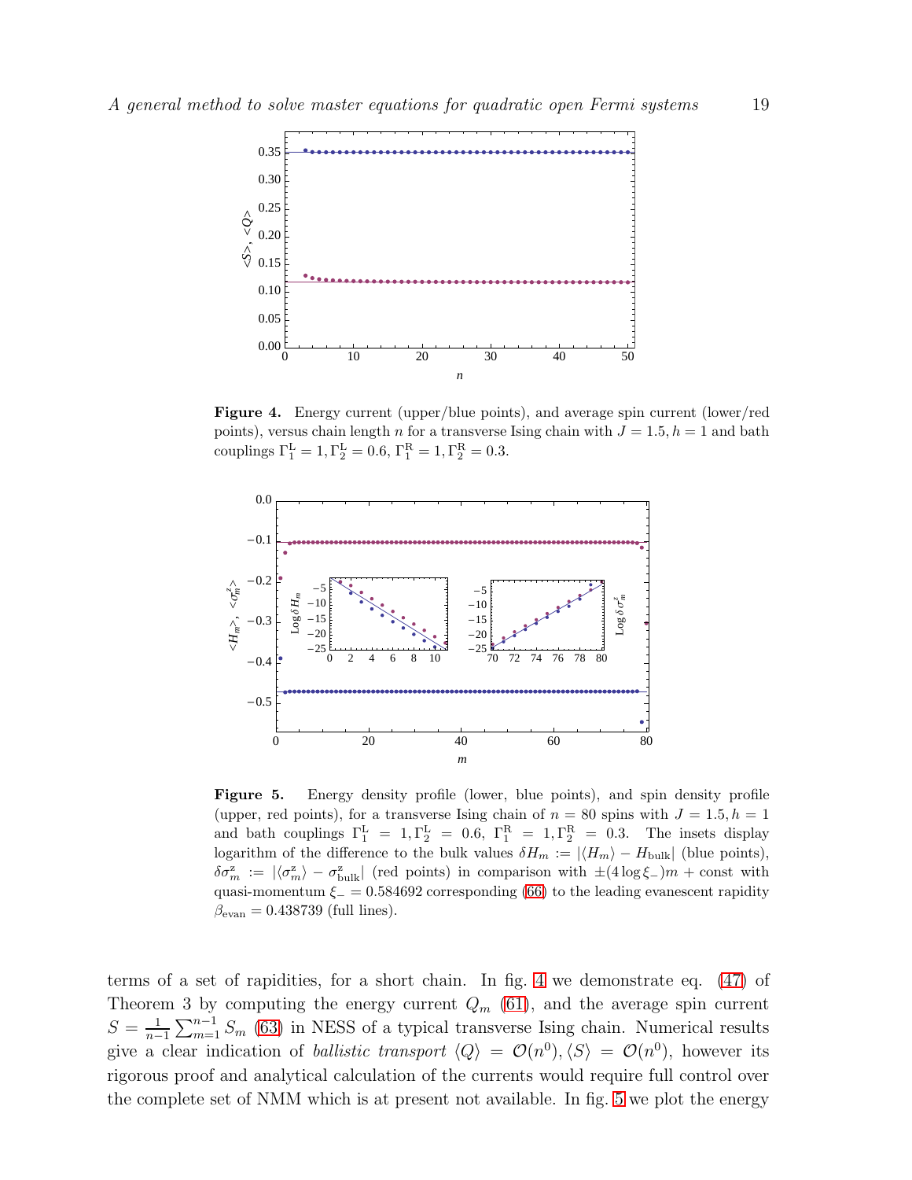**Figure 4.** Energy current (upper/blue points), and average spin current (lower/red points), versus chain length $n$ for a transverse Ising chain with $J = 1.5, h = 1$ and bath couplings $\Gamma_1^{\rm L} = 1, \Gamma_2^{\rm L} = 0.6, \ \Gamma_1^{\rm R} = 1, \Gamma_2^{\rm R} = 0.3$.

**Figure 5.** Energy density profile (lower, blue points), and spin density profile (upper, red points), for a transverse Ising chain of $n = 80$ spins with $J = 1.5, h = 1$ and bath couplings $\Gamma_1^{\rm L} = 1, \Gamma_2^{\rm L} = 0.6, \ \Gamma_1^{\rm R} = 1, \Gamma_2^{\rm R} = 0.3$. The insets display logarithm of the difference to the bulk values $\delta H_m := |\langle H_m \rangle - H_{\rm bulk}|$ (blue points), $\delta \sigma^{\rm z}_m := |\langle \sigma^{\rm z}_m \rangle - \sigma^{\rm z}_{\rm bulk}|$ (red points) in comparison with $\pm(4 \log \xi_-) m + \text{const}$ with quasi-momentum $\xi_- = 0.584692$ corresponding (66) to the leading evanescent rapidity $\beta_{\rm evan} = 0.438739$ (full lines).

terms of a set of rapidities, for a short chain. In fig. 4 we demonstrate eq. (47) of Theorem 3 by computing the energy current $Q_m$ (61), and the average spin current $S = \frac{1}{n-1} \sum_{m=1}^{n-1} S_m$ (63) in NESS of a typical transverse Ising chain. Numerical results give a clear indication of *ballistic transport* $\langle Q \rangle = \mathcal{O}(n^0), \langle S \rangle = \mathcal{O}(n^0)$, however its rigorous proof and analytical calculation of the currents would require full control over the complete set of NMM which is at present not available. In fig. 5 we plot the energy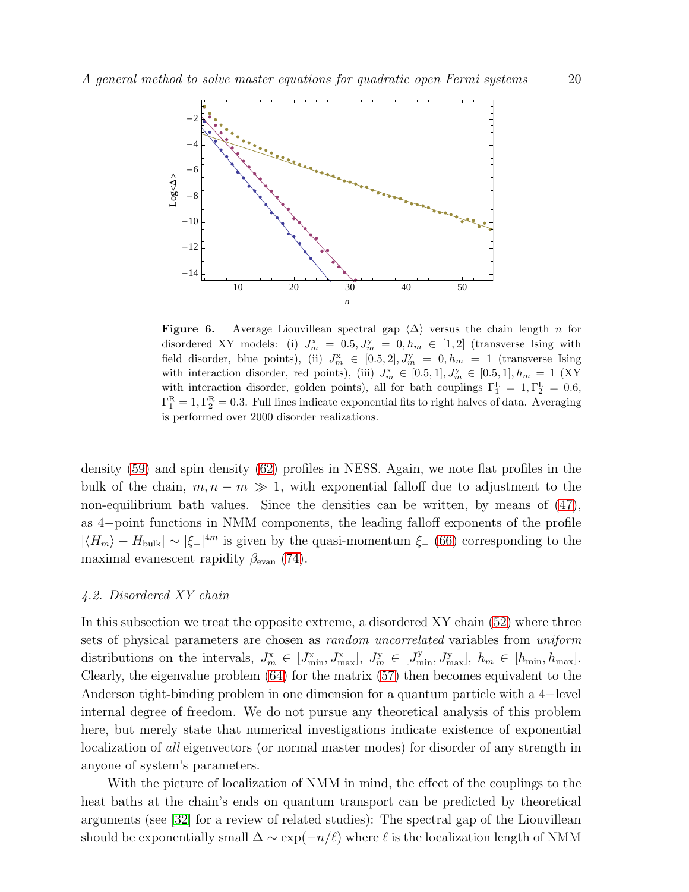**Figure 6.** Average Liouvillean spectral gap $\langle\Delta\rangle$ versus the chain length $n$ for disordered XY models: (i) $J^{\rm x}_m = 0.5, J^{\rm y}_m = 0, h_m \in [1,2]$ (transverse Ising with field disorder, blue points), (ii) $J^{\rm x}_m \in [0.5,2], J^{\rm y}_m = 0, h_m = 1$ (transverse Ising with interaction disorder, red points), (iii) $J^{\rm x}_m \in [0.5,1], J^{\rm y}_m \in [0.5,1], h_m = 1$ (XY with interaction disorder, golden points), all for bath couplings $\Gamma^{\rm L}_1 = 1, \Gamma^{\rm L}_2 = 0.6$, $\Gamma^{\rm R}_1 = 1, \Gamma^{\rm R}_2 = 0.3$. Full lines indicate exponential fits to right halves of data. Averaging is performed over 2000 disorder realizations.

density (59) and spin density (62) profiles in NESS. Again, we note flat profiles in the bulk of the chain, $m, n-m \gg 1$, with exponential falloff due to adjustment to the non-equilibrium bath values. Since the densities can be written, by means of (47), as 4−point functions in NMM components, the leading falloff exponents of the profile $|\langle H_m\rangle - H_{\rm bulk}| \sim |\xi_-|^{4m}$ is given by the quasi-momentum $\xi_-$ (66) corresponding to the maximal evanescent rapidity $\beta_{\rm evan}$ (74).

### *4.2. Disordered XY chain*

In this subsection we treat the opposite extreme, a disordered XY chain (52) where three sets of physical parameters are chosen as *random uncorrelated* variables from *uniform* distributions on the intervals, $J^{\rm x}_m \in [J^{\rm x}_{\rm min}, J^{\rm x}_{\rm max}]$, $J^{\rm y}_m \in [J^{\rm y}_{\rm min}, J^{\rm y}_{\rm max}]$, $h_m \in [h_{\rm min}, h_{\rm max}]$. Clearly, the eigenvalue problem (64) for the matrix (57) then becomes equivalent to the Anderson tight-binding problem in one dimension for a quantum particle with a 4−level internal degree of freedom. We do not pursue any theoretical analysis of this problem here, but merely state that numerical investigations indicate existence of exponential localization of *all* eigenvectors (or normal master modes) for disorder of any strength in anyone of system's parameters.

With the picture of localization of NMM in mind, the effect of the couplings to the heat baths at the chain's ends on quantum transport can be predicted by theoretical arguments (see [32] for a review of related studies): The spectral gap of the Liouvillean should be exponentially small $\Delta \sim \exp(-n/\ell)$ where $\ell$ is the localization length of NMM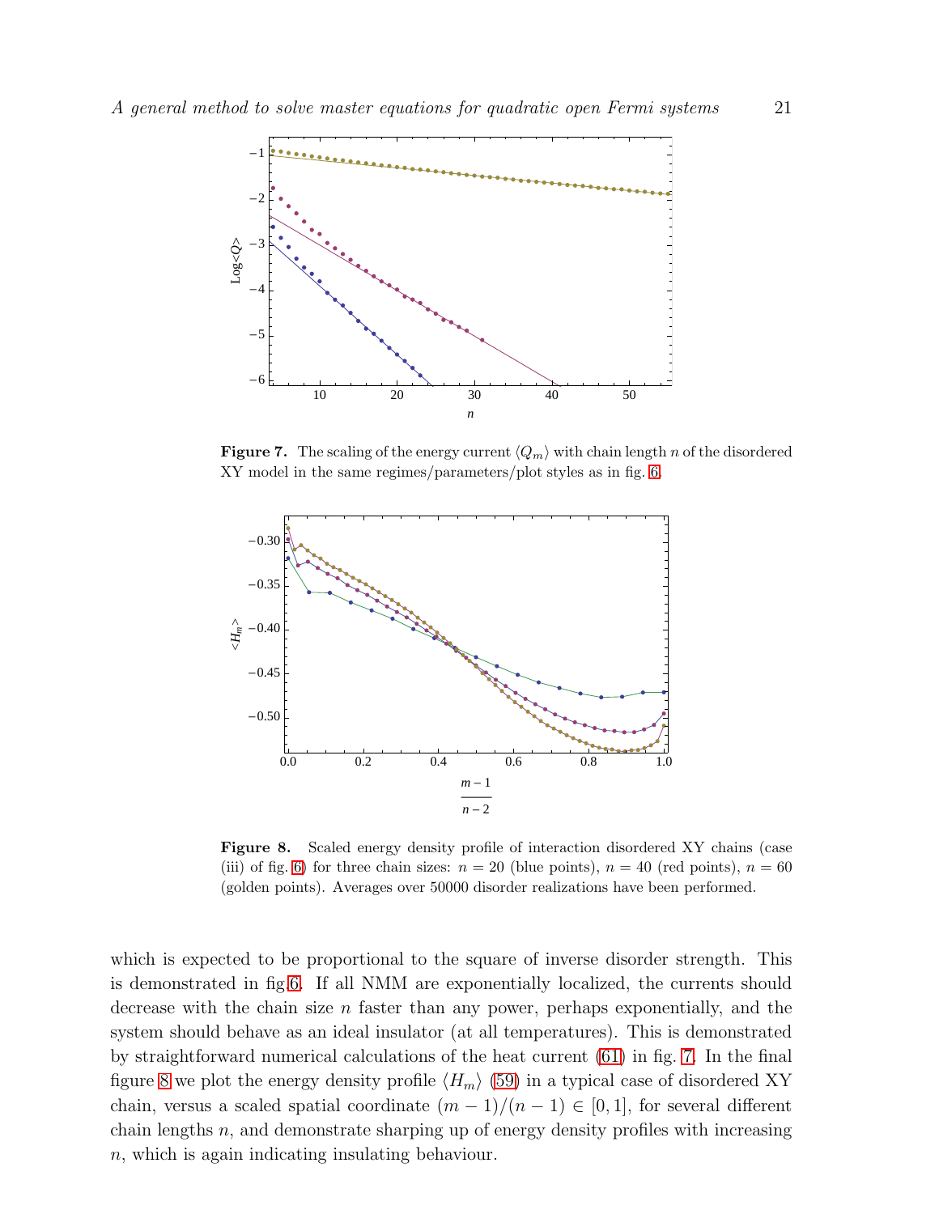**Figure 7.** The scaling of the energy current $\langle Q_m \rangle$ with chain length $n$ of the disordered XY model in the same regimes/parameters/plot styles as in fig. 6.

**Figure 8.** Scaled energy density profile of interaction disordered XY chains (case (iii) of fig. 6) for three chain sizes: $n = 20$ (blue points), $n = 40$ (red points), $n = 60$ (golden points). Averages over 50000 disorder realizations have been performed.

which is expected to be proportional to the square of inverse disorder strength. This is demonstrated in fig.6. If all NMM are exponentially localized, the currents should decrease with the chain size $n$ faster than any power, perhaps exponentially, and the system should behave as an ideal insulator (at all temperatures). This is demonstrated by straightforward numerical calculations of the heat current (61) in fig. 7. In the final figure 8 we plot the energy density profile $\langle H_m \rangle$ (59) in a typical case of disordered XY chain, versus a scaled spatial coordinate $(m-1)/(n-1) \in [0, 1]$, for several different chain lengths $n$, and demonstrate sharping up of energy density profiles with increasing $n$, which is again indicating insulating behaviour.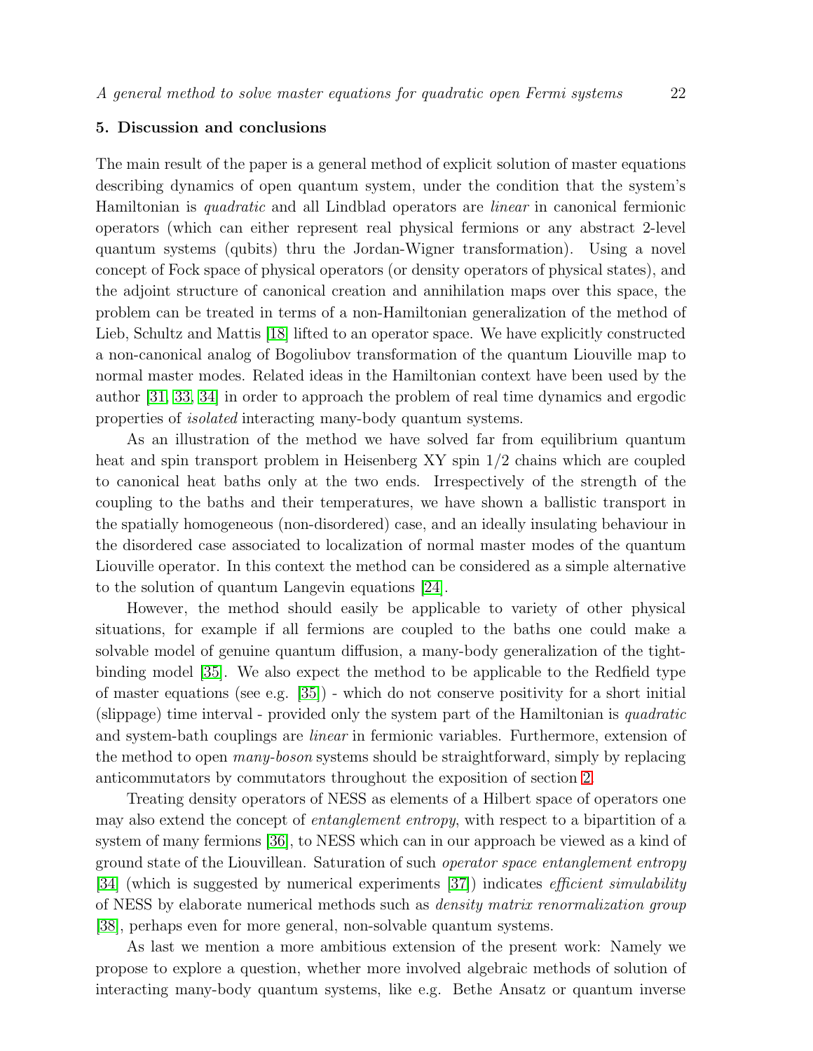## 5. Discussion and conclusions

The main result of the paper is a general method of explicit solution of master equations describing dynamics of open quantum system, under the condition that the system's Hamiltonian is *quadratic* and all Lindblad operators are *linear* in canonical fermionic operators (which can either represent real physical fermions or any abstract 2-level quantum systems (qubits) thru the Jordan-Wigner transformation). Using a novel concept of Fock space of physical operators (or density operators of physical states), and the adjoint structure of canonical creation and annihilation maps over this space, the problem can be treated in terms of a non-Hamiltonian generalization of the method of Lieb, Schultz and Mattis [18] lifted to an operator space. We have explicitly constructed a non-canonical analog of Bogoliubov transformation of the quantum Liouville map to normal master modes. Related ideas in the Hamiltonian context have been used by the author [31, 33, 34] in order to approach the problem of real time dynamics and ergodic properties of *isolated* interacting many-body quantum systems.

As an illustration of the method we have solved far from equilibrium quantum heat and spin transport problem in Heisenberg XY spin 1/2 chains which are coupled to canonical heat baths only at the two ends. Irrespectively of the strength of the coupling to the baths and their temperatures, we have shown a ballistic transport in the spatially homogeneous (non-disordered) case, and an ideally insulating behaviour in the disordered case associated to localization of normal master modes of the quantum Liouville operator. In this context the method can be considered as a simple alternative to the solution of quantum Langevin equations [24].

However, the method should easily be applicable to variety of other physical situations, for example if all fermions are coupled to the baths one could make a solvable model of genuine quantum diffusion, a many-body generalization of the tight-binding model [35]. We also expect the method to be applicable to the Redfield type of master equations (see e.g. [35]) - which do not conserve positivity for a short initial (slippage) time interval - provided only the system part of the Hamiltonian is *quadratic* and system-bath couplings are *linear* in fermionic variables. Furthermore, extension of the method to open *many-boson* systems should be straightforward, simply by replacing anticommutators by commutators throughout the exposition of section 2.

Treating density operators of NESS as elements of a Hilbert space of operators one may also extend the concept of *entanglement entropy*, with respect to a bipartition of a system of many fermions [36], to NESS which can in our approach be viewed as a kind of ground state of the Liouvillean. Saturation of such *operator space entanglement entropy* [34] (which is suggested by numerical experiments [37]) indicates *efficient simulability* of NESS by elaborate numerical methods such as *density matrix renormalization group* [38], perhaps even for more general, non-solvable quantum systems.

As last we mention a more ambitious extension of the present work: Namely we propose to explore a question, whether more involved algebraic methods of solution of interacting many-body quantum systems, like e.g. Bethe Ansatz or quantum inverse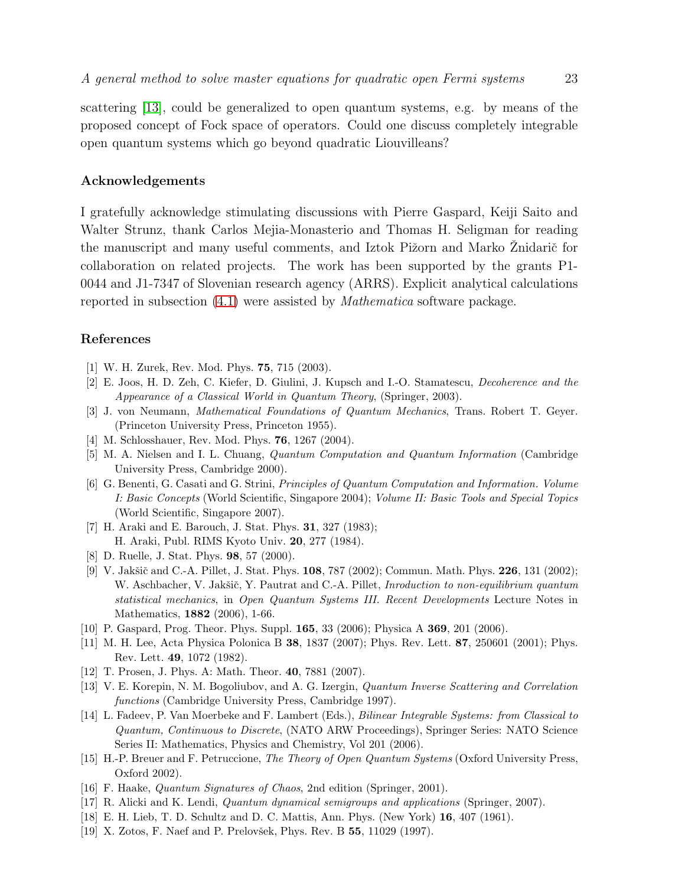scattering [13], could be generalized to open quantum systems, e.g. by means of the proposed concept of Fock space of operators. Could one discuss completely integrable open quantum systems which go beyond quadratic Liouvilleans?

## Acknowledgements

I gratefully acknowledge stimulating discussions with Pierre Gaspard, Keiji Saito and Walter Strunz, thank Carlos Mejia-Monasterio and Thomas H. Seligman for reading the manuscript and many useful comments, and Iztok Pižorn and Marko Žnidarič for collaboration on related projects. The work has been supported by the grants P1-0044 and J1-7347 of Slovenian research agency (ARRS). Explicit analytical calculations reported in subsection (4.1) were assisted by *Mathematica* software package.

## References

[1] W. H. Zurek, Rev. Mod. Phys. **75**, 715 (2003).

[2] E. Joos, H. D. Zeh, C. Kiefer, D. Giulini, J. Kupsch and I.-O. Stamatescu, *Decoherence and the Appearance of a Classical World in Quantum Theory*, (Springer, 2003).

[3] J. von Neumann, *Mathematical Foundations of Quantum Mechanics*, Trans. Robert T. Geyer. (Princeton University Press, Princeton 1955).

[4] M. Schlosshauer, Rev. Mod. Phys. **76**, 1267 (2004).

[5] M. A. Nielsen and I. L. Chuang, *Quantum Computation and Quantum Information* (Cambridge University Press, Cambridge 2000).

[6] G. Benenti, G. Casati and G. Strini, *Principles of Quantum Computation and Information. Volume I: Basic Concepts* (World Scientific, Singapore 2004); *Volume II: Basic Tools and Special Topics* (World Scientific, Singapore 2007).

[7] H. Araki and E. Barouch, J. Stat. Phys. **31**, 327 (1983); H. Araki, Publ. RIMS Kyoto Univ. **20**, 277 (1984).

[8] D. Ruelle, J. Stat. Phys. **98**, 57 (2000).

[9] V. Jakšič and C.-A. Pillet, J. Stat. Phys. **108**, 787 (2002); Commun. Math. Phys. **226**, 131 (2002); W. Aschbacher, V. Jakšič, Y. Pautrat and C.-A. Pillet, *Inroduction to non-equilibrium quantum statistical mechanics*, in *Open Quantum Systems III. Recent Developments* Lecture Notes in Mathematics, **1882** (2006), 1-66.

[10] P. Gaspard, Prog. Theor. Phys. Suppl. **165**, 33 (2006); Physica A **369**, 201 (2006).

[11] M. H. Lee, Acta Physica Polonica B **38**, 1837 (2007); Phys. Rev. Lett. **87**, 250601 (2001); Phys. Rev. Lett. **49**, 1072 (1982).

[12] T. Prosen, J. Phys. A: Math. Theor. **40**, 7881 (2007).

[13] V. E. Korepin, N. M. Bogoliubov, and A. G. Izergin, *Quantum Inverse Scattering and Correlation functions* (Cambridge University Press, Cambridge 1997).

[14] L. Fadeev, P. Van Moerbeke and F. Lambert (Eds.), *Bilinear Integrable Systems: from Classical to Quantum, Continuous to Discrete*, (NATO ARW Proceedings), Springer Series: NATO Science Series II: Mathematics, Physics and Chemistry, Vol 201 (2006).

[15] H.-P. Breuer and F. Petruccione, *The Theory of Open Quantum Systems* (Oxford University Press, Oxford 2002).

[16] F. Haake, *Quantum Signatures of Chaos*, 2nd edition (Springer, 2001).

[17] R. Alicki and K. Lendi, *Quantum dynamical semigroups and applications* (Springer, 2007).

[18] E. H. Lieb, T. D. Schultz and D. C. Mattis, Ann. Phys. (New York) **16**, 407 (1961).

[19] X. Zotos, F. Naef and P. Prelovšek, Phys. Rev. B **55**, 11029 (1997).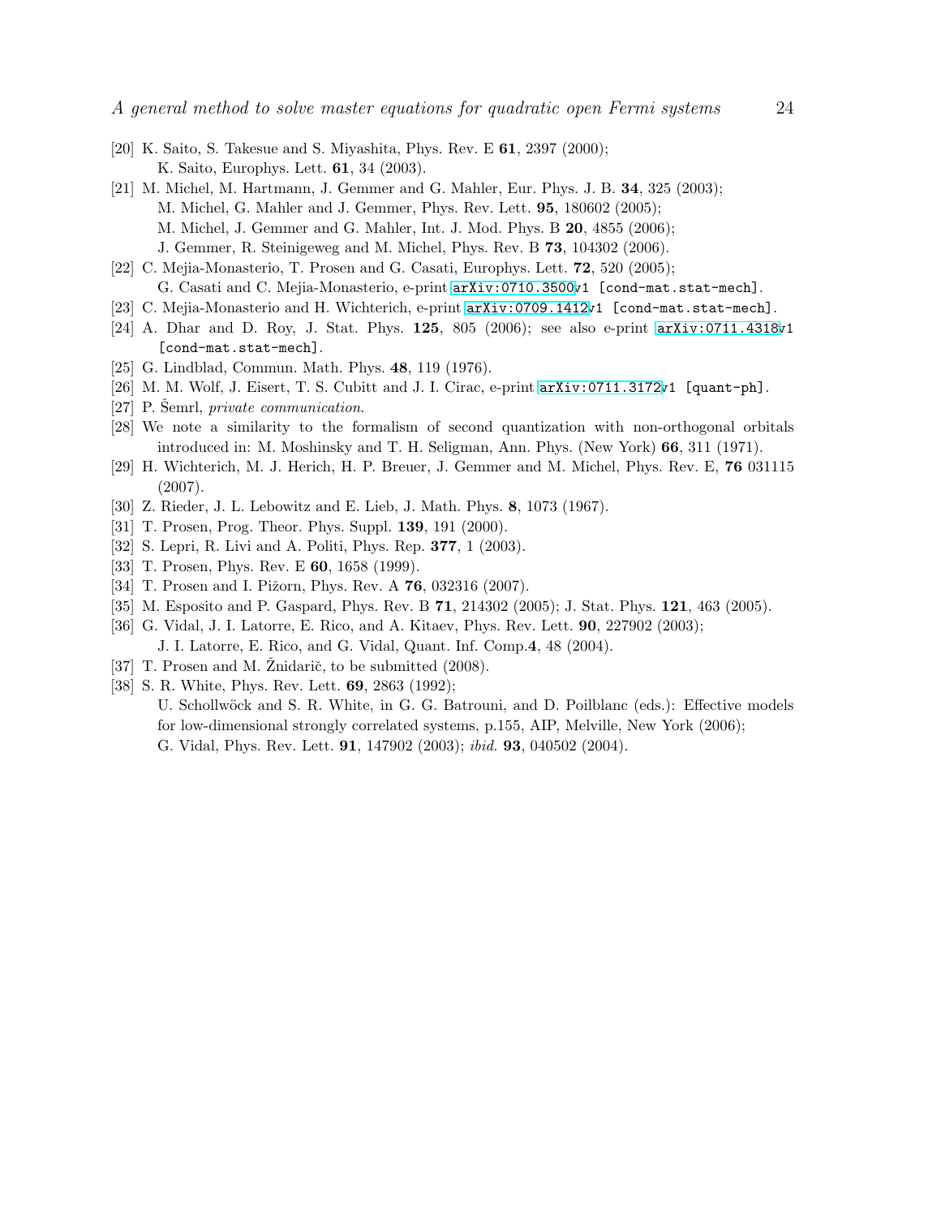[20] K. Saito, S. Takesue and S. Miyashita, Phys. Rev. E **61**, 2397 (2000);
K. Saito, Europhys. Lett. **61**, 34 (2003).

[21] M. Michel, M. Hartmann, J. Gemmer and G. Mahler, Eur. Phys. J. B. **34**, 325 (2003);
M. Michel, G. Mahler and J. Gemmer, Phys. Rev. Lett. **95**, 180602 (2005);
M. Michel, J. Gemmer and G. Mahler, Int. J. Mod. Phys. B **20**, 4855 (2006);
J. Gemmer, R. Steinigeweg and M. Michel, Phys. Rev. B **73**, 104302 (2006).

[22] C. Mejia-Monasterio, T. Prosen and G. Casati, Europhys. Lett. **72**, 520 (2005);
G. Casati and C. Mejia-Monasterio, e-print `arXiv:0710.3500v1 [cond-mat.stat-mech]`.

[23] C. Mejia-Monasterio and H. Wichterich, e-print `arXiv:0709.1412v1 [cond-mat.stat-mech]`.

[24] A. Dhar and D. Roy, J. Stat. Phys. **125**, 805 (2006); see also e-print `arXiv:0711.4318v1 [cond-mat.stat-mech]`.

[25] G. Lindblad, Commun. Math. Phys. **48**, 119 (1976).

[26] M. M. Wolf, J. Eisert, T. S. Cubitt and J. I. Cirac, e-print `arXiv:0711.3172v1 [quant-ph]`.

[27] P. Šemrl, *private communication*.

[28] We note a similarity to the formalism of second quantization with non-orthogonal orbitals introduced in: M. Moshinsky and T. H. Seligman, Ann. Phys. (New York) **66**, 311 (1971).

[29] H. Wichterich, M. J. Herich, H. P. Breuer, J. Gemmer and M. Michel, Phys. Rev. E, **76** 031115 (2007).

[30] Z. Rieder, J. L. Lebowitz and E. Lieb, J. Math. Phys. **8**, 1073 (1967).

[31] T. Prosen, Prog. Theor. Phys. Suppl. **139**, 191 (2000).

[32] S. Lepri, R. Livi and A. Politi, Phys. Rep. **377**, 1 (2003).

[33] T. Prosen, Phys. Rev. E **60**, 1658 (1999).

[34] T. Prosen and I. Pižorn, Phys. Rev. A **76**, 032316 (2007).

[35] M. Esposito and P. Gaspard, Phys. Rev. B **71**, 214302 (2005); J. Stat. Phys. **121**, 463 (2005).

[36] G. Vidal, J. I. Latorre, E. Rico, and A. Kitaev, Phys. Rev. Lett. **90**, 227902 (2003);
J. I. Latorre, E. Rico, and G. Vidal, Quant. Inf. Comp.**4**, 48 (2004).

[37] T. Prosen and M. Žnidarič, to be submitted (2008).

[38] S. R. White, Phys. Rev. Lett. **69**, 2863 (1992);
U. Schollwöck and S. R. White, in G. G. Batrouni, and D. Poilblanc (eds.): Effective models for low-dimensional strongly correlated systems, p.155, AIP, Melville, New York (2006);
G. Vidal, Phys. Rev. Lett. **91**, 147902 (2003); *ibid.* **93**, 040502 (2004).